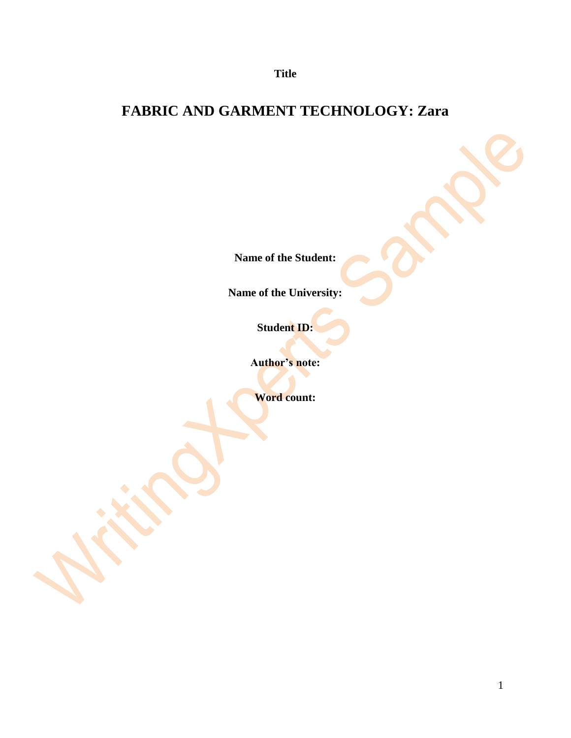**Title**

# FABRIC AND GARMENT TECHNOLOGY: Zara

**Name of the Student:**

**Name of the University:**

**Student ID:**

**Author's note:**

**Word count:**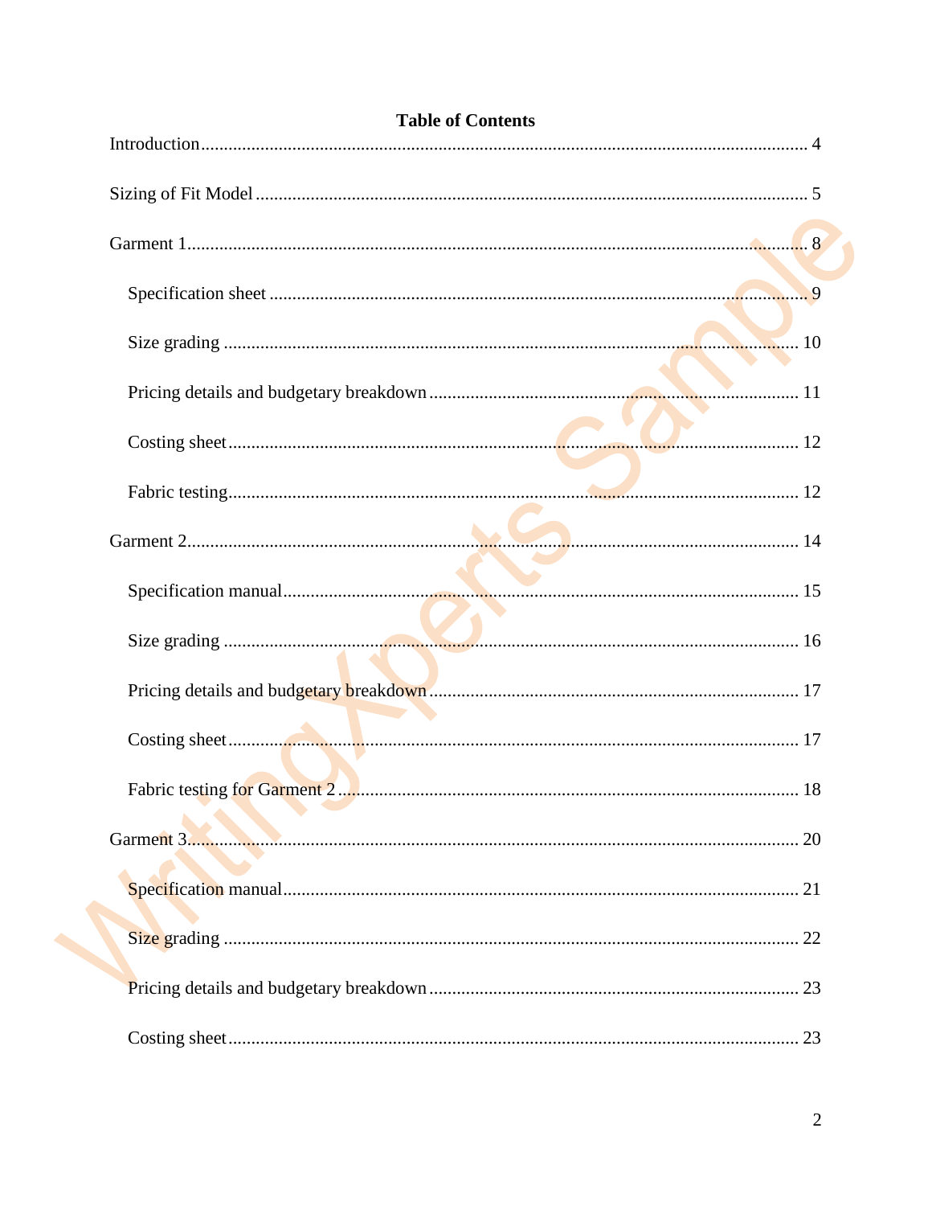# Table of Contents

Introduction .......... 4

Sizing of Fit Model .......... 5

Garment 1 .......... 8

- Specification sheet .......... 9
- Size grading .......... 10
- Pricing details and budgetary breakdown .......... 11
- Costing sheet .......... 12
- Fabric testing .......... 12

Garment 2 .......... 14

- Specification manual .......... 15
- Size grading .......... 16
- Pricing details and budgetary breakdown .......... 17
- Costing sheet .......... 17
- Fabric testing for Garment 2 .......... 18

Garment 3 .......... 20

- Specification manual .......... 21
- Size grading .......... 22
- Pricing details and budgetary breakdown .......... 23
- Costing sheet .......... 23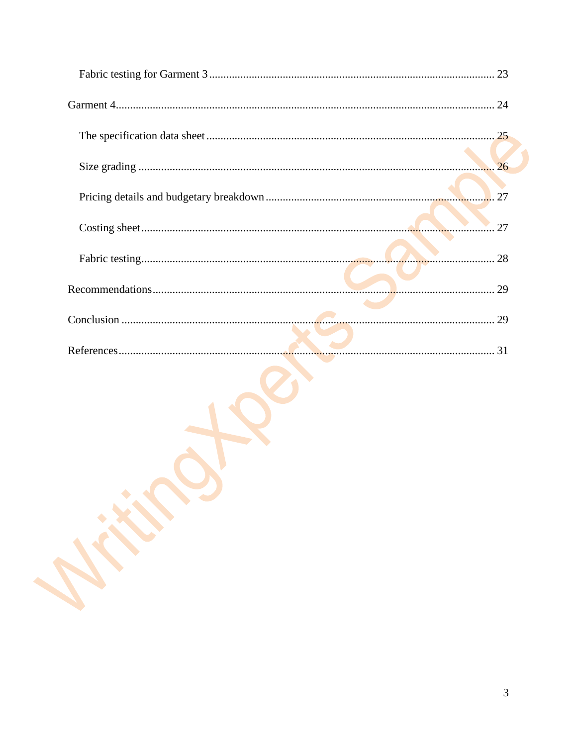Fabric testing for Garment 3 ........................................................................................ 23

Garment 4........................................................................................................................ 24

The specification data sheet ........................................................................................ 25

Size grading .................................................................................................................. 26

Pricing details and budgetary breakdown ..................................................................... 27

Costing sheet................................................................................................................. 27

Fabric testing................................................................................................................. 28

Recommendations............................................................................................................ 29

Conclusion ....................................................................................................................... 29

References......................................................................................................................... 31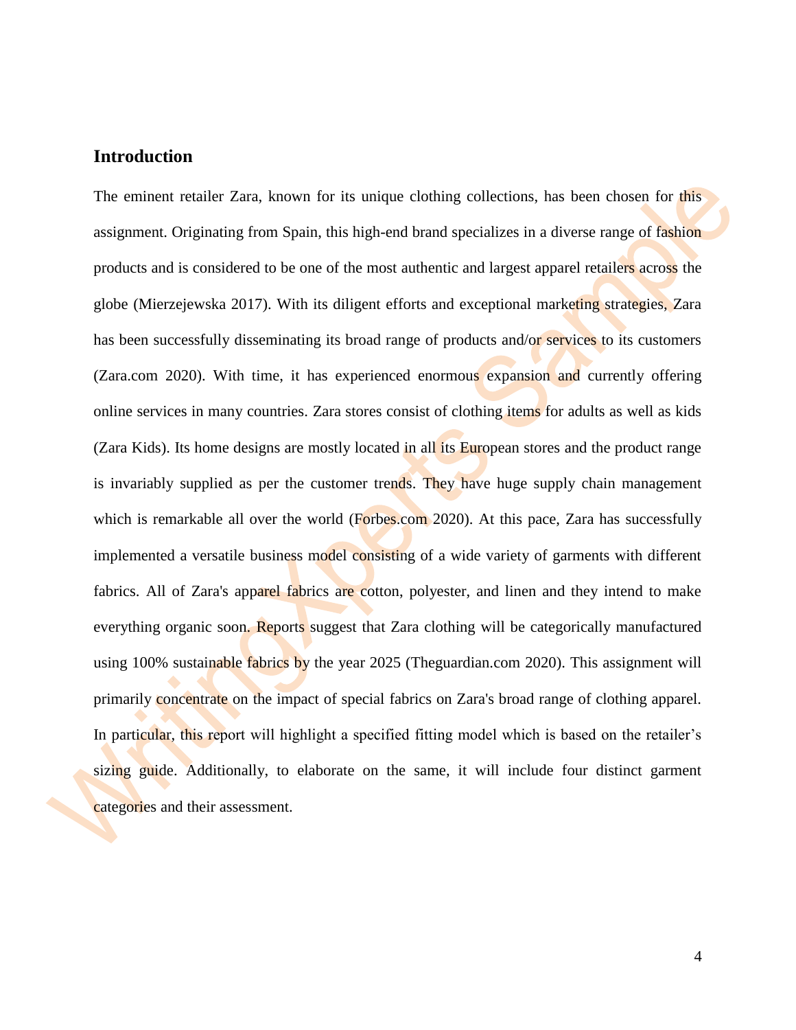## Introduction

The eminent retailer Zara, known for its unique clothing collections, has been chosen for this assignment. Originating from Spain, this high-end brand specializes in a diverse range of fashion products and is considered to be one of the most authentic and largest apparel retailers across the globe (Mierzejewska 2017). With its diligent efforts and exceptional marketing strategies, Zara has been successfully disseminating its broad range of products and/or services to its customers (Zara.com 2020). With time, it has experienced enormous expansion and currently offering online services in many countries. Zara stores consist of clothing items for adults as well as kids (Zara Kids). Its home designs are mostly located in all its European stores and the product range is invariably supplied as per the customer trends. They have huge supply chain management which is remarkable all over the world (Forbes.com 2020). At this pace, Zara has successfully implemented a versatile business model consisting of a wide variety of garments with different fabrics. All of Zara's apparel fabrics are cotton, polyester, and linen and they intend to make everything organic soon. Reports suggest that Zara clothing will be categorically manufactured using 100% sustainable fabrics by the year 2025 (Theguardian.com 2020). This assignment will primarily concentrate on the impact of special fabrics on Zara's broad range of clothing apparel. In particular, this report will highlight a specified fitting model which is based on the retailer's sizing guide. Additionally, to elaborate on the same, it will include four distinct garment categories and their assessment.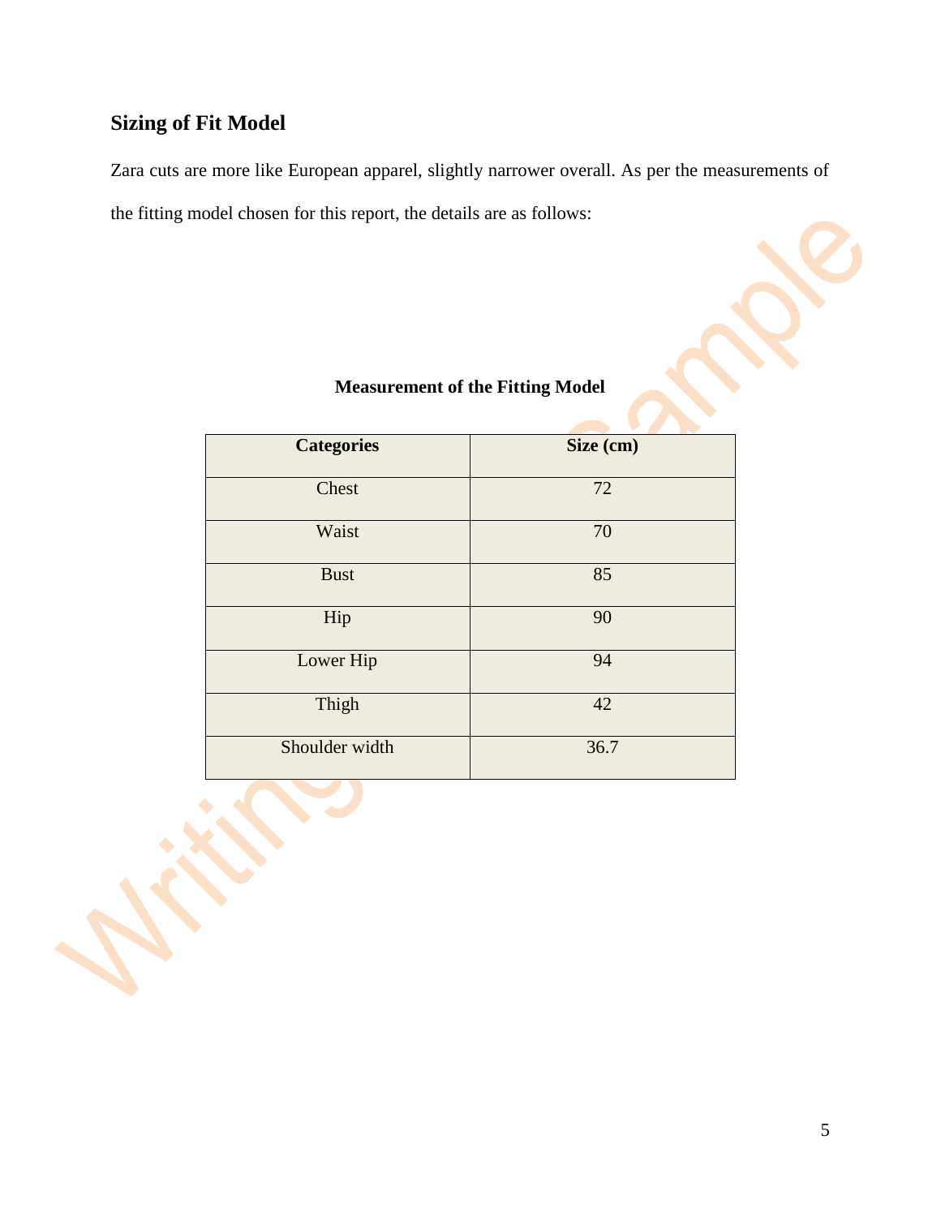## Sizing of Fit Model

Zara cuts are more like European apparel, slightly narrower overall. As per the measurements of the fitting model chosen for this report, the details are as follows:

**Measurement of the Fitting Model**

| Categories | Size (cm) |
|---|---|
| Chest | 72 |
| Waist | 70 |
| Bust | 85 |
| Hip | 90 |
| Lower Hip | 94 |
| Thigh | 42 |
| Shoulder width | 36.7 |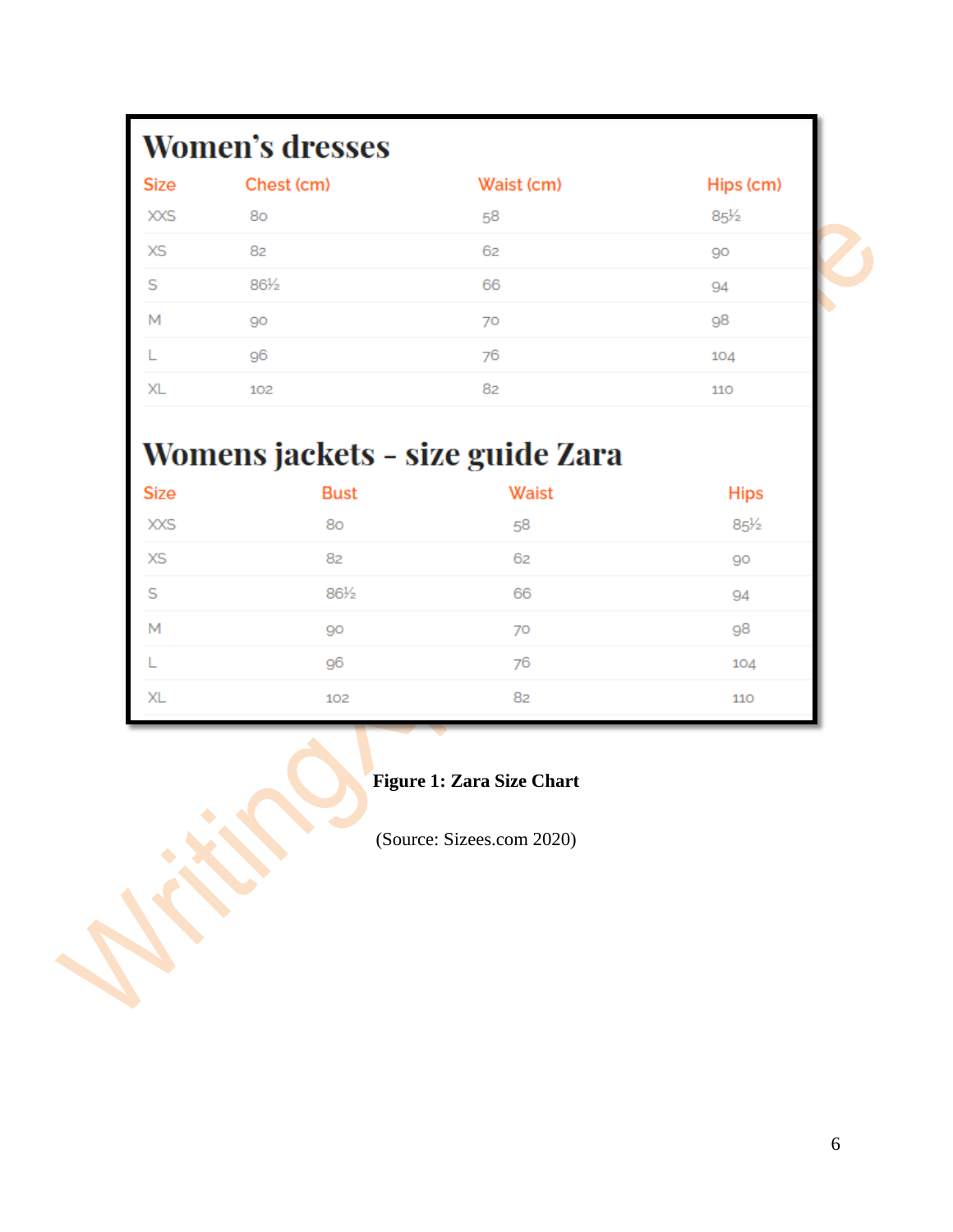## Women's dresses

| Size | Chest (cm) | Waist (cm) | Hips (cm) |
|---|---|---|---|
| XXS | 80 | 58 | 85½ |
| XS | 82 | 62 | 90 |
| S | 86½ | 66 | 94 |
| M | 90 | 70 | 98 |
| L | 96 | 76 | 104 |
| XL | 102 | 82 | 110 |

## Womens jackets - size guide Zara

| Size | Bust | Waist | Hips |
|---|---|---|---|
| XXS | 80 | 58 | 85½ |
| XS | 82 | 62 | 90 |
| S | 86½ | 66 | 94 |
| M | 90 | 70 | 98 |
| L | 96 | 76 | 104 |
| XL | 102 | 82 | 110 |

**Figure 1: Zara Size Chart**

(Source: Sizees.com 2020)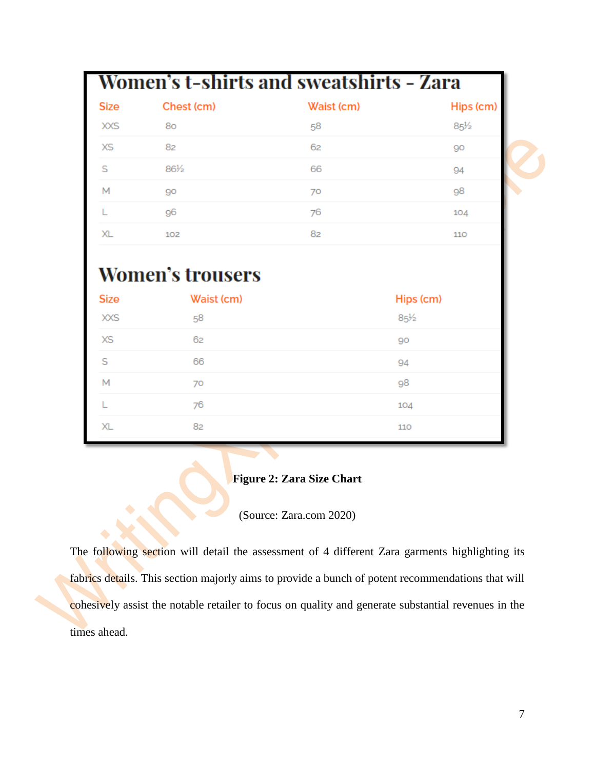## Women's t-shirts and sweatshirts - Zara

| Size | Chest (cm) | Waist (cm) | Hips (cm) |
|---|---|---|---|
| XXS | 80 | 58 | 85½ |
| XS | 82 | 62 | 90 |
| S | 86½ | 66 | 94 |
| M | 90 | 70 | 98 |
| L | 96 | 76 | 104 |
| XL | 102 | 82 | 110 |

## Women's trousers

| Size | Waist (cm) | Hips (cm) |
|---|---|---|
| XXS | 58 | 85½ |
| XS | 62 | 90 |
| S | 66 | 94 |
| M | 70 | 98 |
| L | 76 | 104 |
| XL | 82 | 110 |

**Figure 2: Zara Size Chart**

(Source: Zara.com 2020)

The following section will detail the assessment of 4 different Zara garments highlighting its fabrics details. This section majorly aims to provide a bunch of potent recommendations that will cohesively assist the notable retailer to focus on quality and generate substantial revenues in the times ahead.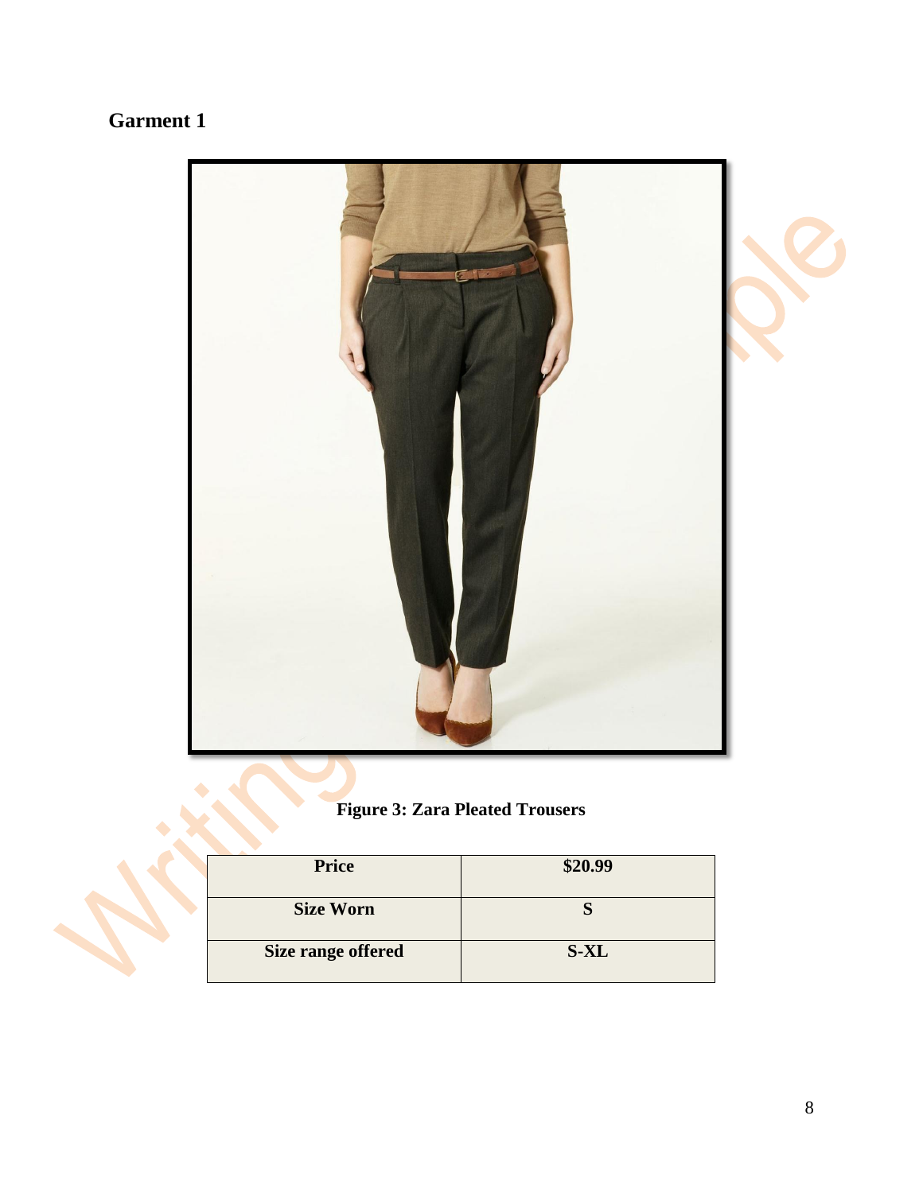## Garment 1

**Figure 3: Zara Pleated Trousers**

| Price | $20.99 |
| --- | --- |
| Size Worn | S |
| Size range offered | S-XL |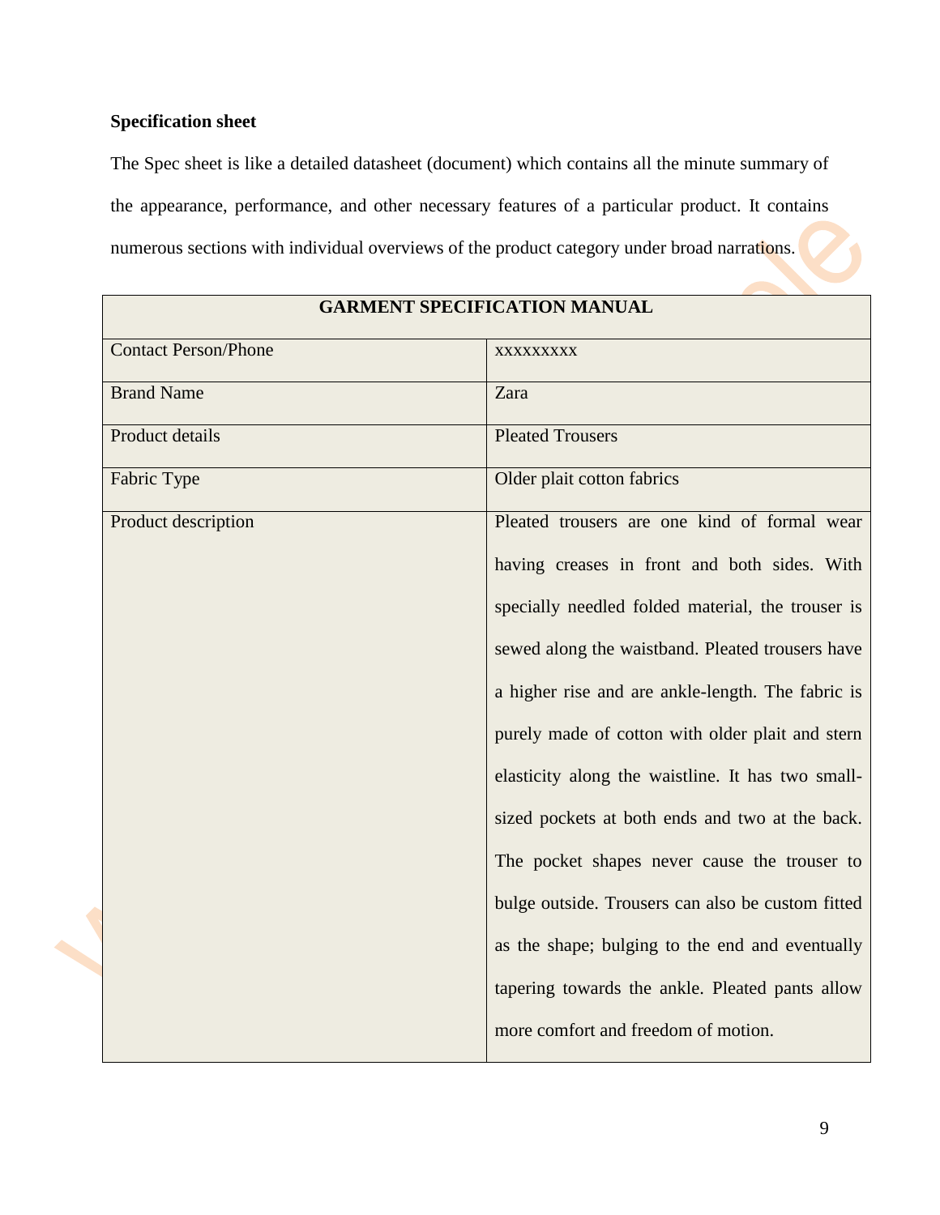**Specification sheet**

The Spec sheet is like a detailed datasheet (document) which contains all the minute summary of the appearance, performance, and other necessary features of a particular product. It contains numerous sections with individual overviews of the product category under broad narrations.

| GARMENT SPECIFICATION MANUAL | |
|---|---|
| Contact Person/Phone | xxxxxxxxx |
| Brand Name | Zara |
| Product details | Pleated Trousers |
| Fabric Type | Older plait cotton fabrics |
| Product description | Pleated trousers are one kind of formal wear having creases in front and both sides. With specially needled folded material, the trouser is sewed along the waistband. Pleated trousers have a higher rise and are ankle-length. The fabric is purely made of cotton with older plait and stern elasticity along the waistline. It has two small-sized pockets at both ends and two at the back. The pocket shapes never cause the trouser to bulge outside. Trousers can also be custom fitted as the shape; bulging to the end and eventually tapering towards the ankle. Pleated pants allow more comfort and freedom of motion. |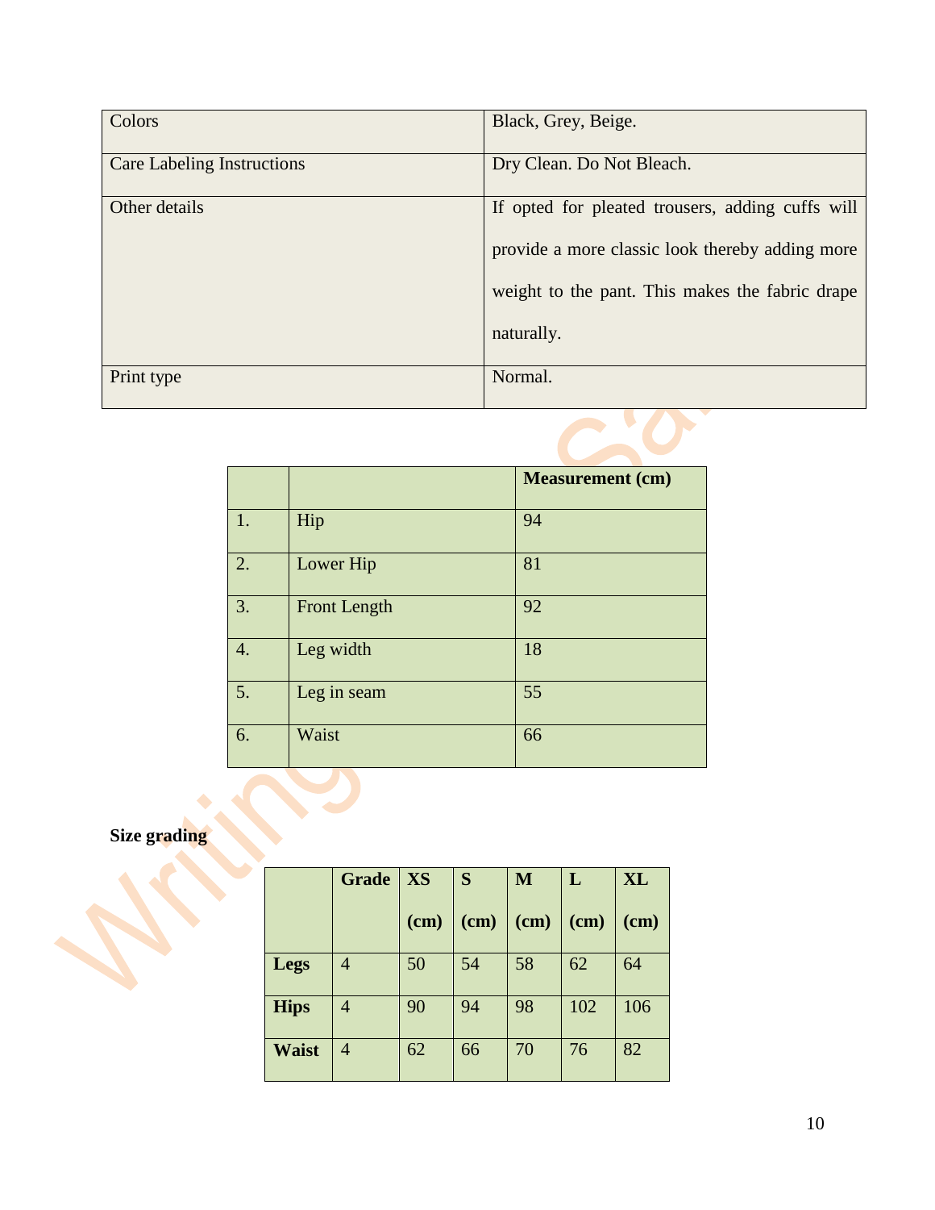| Colors | Black, Grey, Beige. |
|---|---|
| Care Labeling Instructions | Dry Clean. Do Not Bleach. |
| Other details | If opted for pleated trousers, adding cuffs will provide a more classic look thereby adding more weight to the pant. This makes the fabric drape naturally. |
| Print type | Normal. |

| | | **Measurement (cm)** |
|---|---|---|
| 1. | Hip | 94 |
| 2. | Lower Hip | 81 |
| 3. | Front Length | 92 |
| 4. | Leg width | 18 |
| 5. | Leg in seam | 55 |
| 6. | Waist | 66 |

**Size grading**

| | **Grade** | **XS (cm)** | **S (cm)** | **M (cm)** | **L (cm)** | **XL (cm)** |
|---|---|---|---|---|---|---|
| **Legs** | 4 | 50 | 54 | 58 | 62 | 64 |
| **Hips** | 4 | 90 | 94 | 98 | 102 | 106 |
| **Waist** | 4 | 62 | 66 | 70 | 76 | 82 |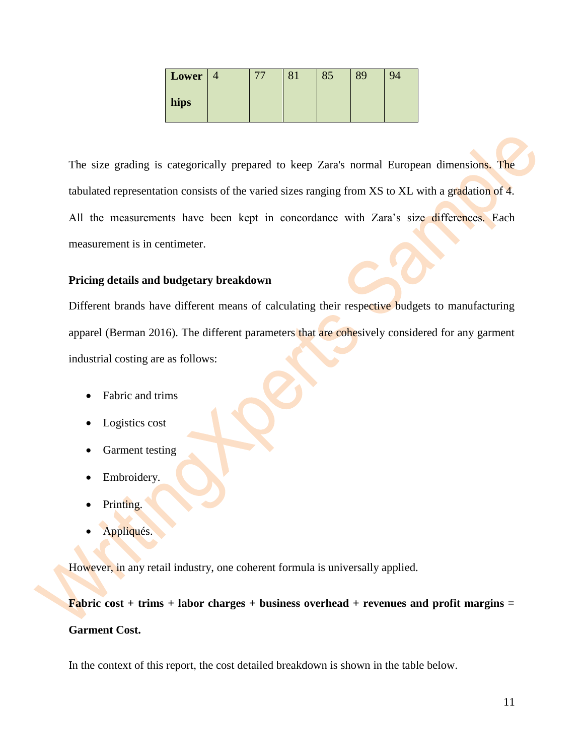| Lower hips | 4 | 77 | 81 | 85 | 89 | 94 |
|---|---|---|---|---|---|---|

The size grading is categorically prepared to keep Zara's normal European dimensions. The tabulated representation consists of the varied sizes ranging from XS to XL with a gradation of 4. All the measurements have been kept in concordance with Zara's size differences. Each measurement is in centimeter.

**Pricing details and budgetary breakdown**

Different brands have different means of calculating their respective budgets to manufacturing apparel (Berman 2016). The different parameters that are cohesively considered for any garment industrial costing are as follows:

- Fabric and trims
- Logistics cost
- Garment testing
- Embroidery.
- Printing.
- Appliqués.

However, in any retail industry, one coherent formula is universally applied.

**Fabric cost + trims + labor charges + business overhead + revenues and profit margins = Garment Cost.**

In the context of this report, the cost detailed breakdown is shown in the table below.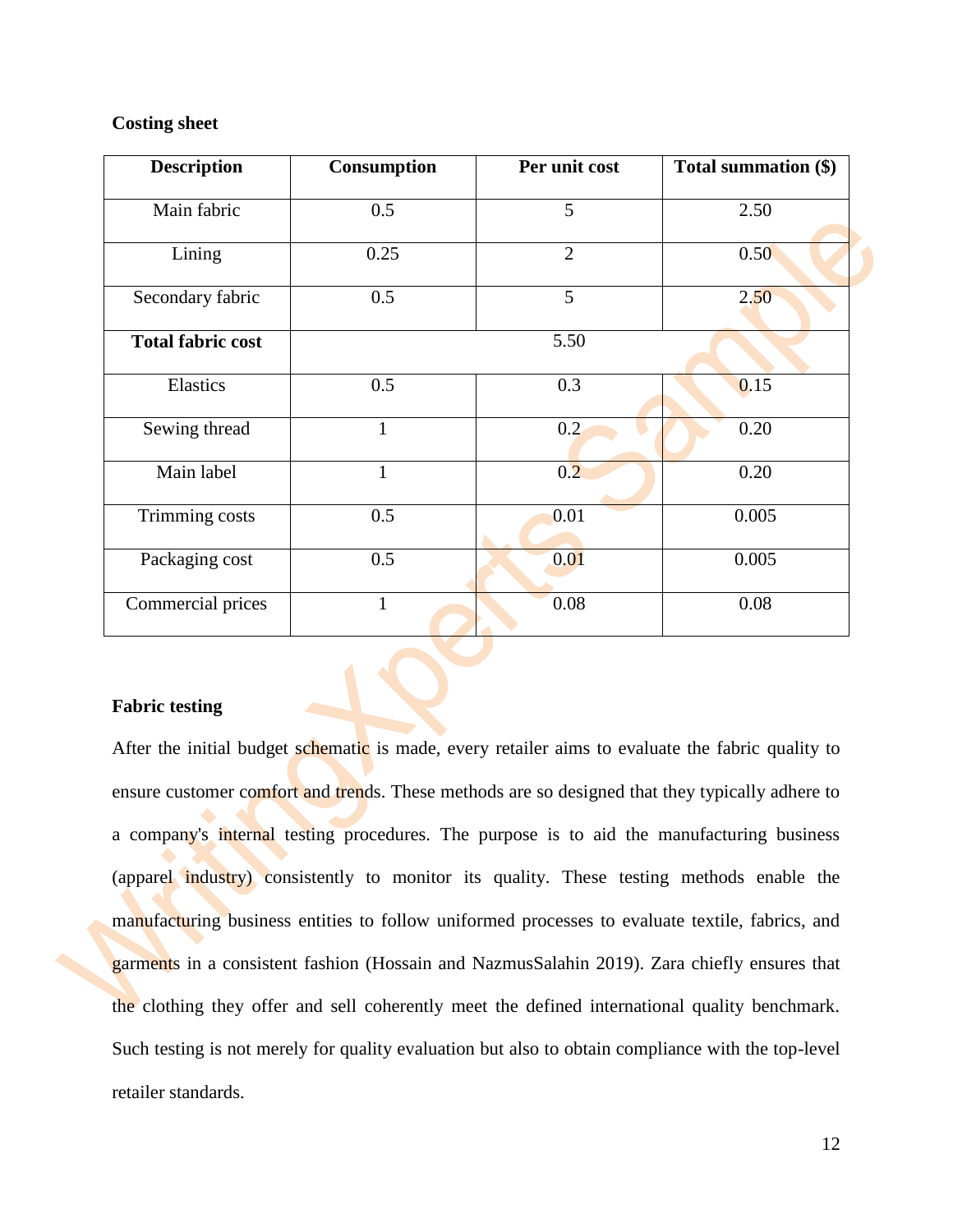**Costing sheet**

| Description | Consumption | Per unit cost | Total summation ($) |
|---|---|---|---|
| Main fabric | 0.5 | 5 | 2.50 |
| Lining | 0.25 | 2 | 0.50 |
| Secondary fabric | 0.5 | 5 | 2.50 |
| **Total fabric cost** | 5.50 | | |
| Elastics | 0.5 | 0.3 | 0.15 |
| Sewing thread | 1 | 0.2 | 0.20 |
| Main label | 1 | 0.2 | 0.20 |
| Trimming costs | 0.5 | 0.01 | 0.005 |
| Packaging cost | 0.5 | 0.01 | 0.005 |
| Commercial prices | 1 | 0.08 | 0.08 |

**Fabric testing**

After the initial budget schematic is made, every retailer aims to evaluate the fabric quality to ensure customer comfort and trends. These methods are so designed that they typically adhere to a company's internal testing procedures. The purpose is to aid the manufacturing business (apparel industry) consistently to monitor its quality. These testing methods enable the manufacturing business entities to follow uniformed processes to evaluate textile, fabrics, and garments in a consistent fashion (Hossain and NazmusSalahin 2019). Zara chiefly ensures that the clothing they offer and sell coherently meet the defined international quality benchmark. Such testing is not merely for quality evaluation but also to obtain compliance with the top-level retailer standards.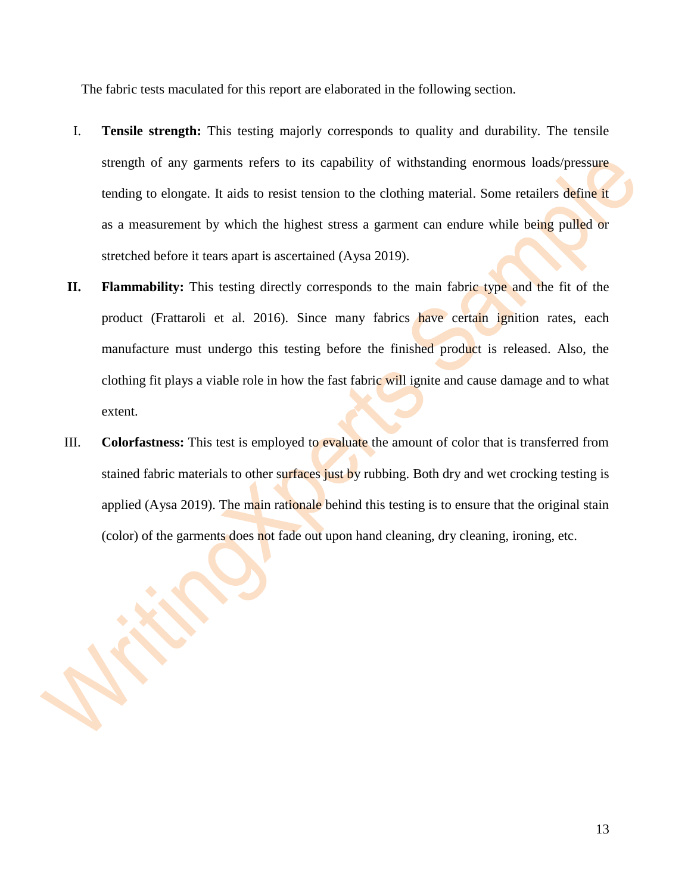The fabric tests maculated for this report are elaborated in the following section.

I. **Tensile strength:** This testing majorly corresponds to quality and durability. The tensile strength of any garments refers to its capability of withstanding enormous loads/pressure tending to elongate. It aids to resist tension to the clothing material. Some retailers define it as a measurement by which the highest stress a garment can endure while being pulled or stretched before it tears apart is ascertained (Aysa 2019).

**II.** **Flammability:** This testing directly corresponds to the main fabric type and the fit of the product (Frattaroli et al. 2016). Since many fabrics have certain ignition rates, each manufacture must undergo this testing before the finished product is released. Also, the clothing fit plays a viable role in how the fast fabric will ignite and cause damage and to what extent.

III. **Colorfastness:** This test is employed to evaluate the amount of color that is transferred from stained fabric materials to other surfaces just by rubbing. Both dry and wet crocking testing is applied (Aysa 2019). The main rationale behind this testing is to ensure that the original stain (color) of the garments does not fade out upon hand cleaning, dry cleaning, ironing, etc.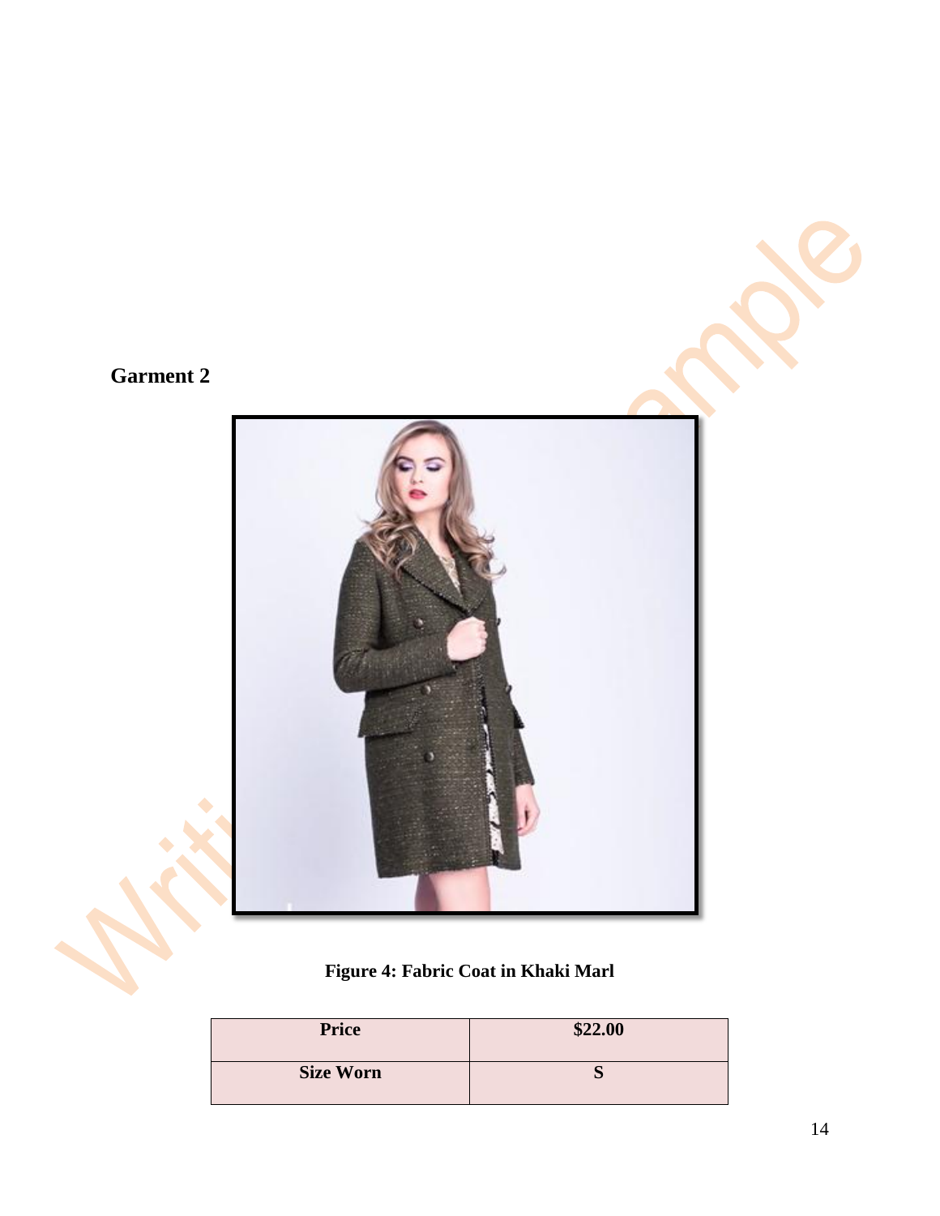**Garment 2**

**Figure 4: Fabric Coat in Khaki Marl**

| Price | $22.00 |
| --- | --- |
| Size Worn | S |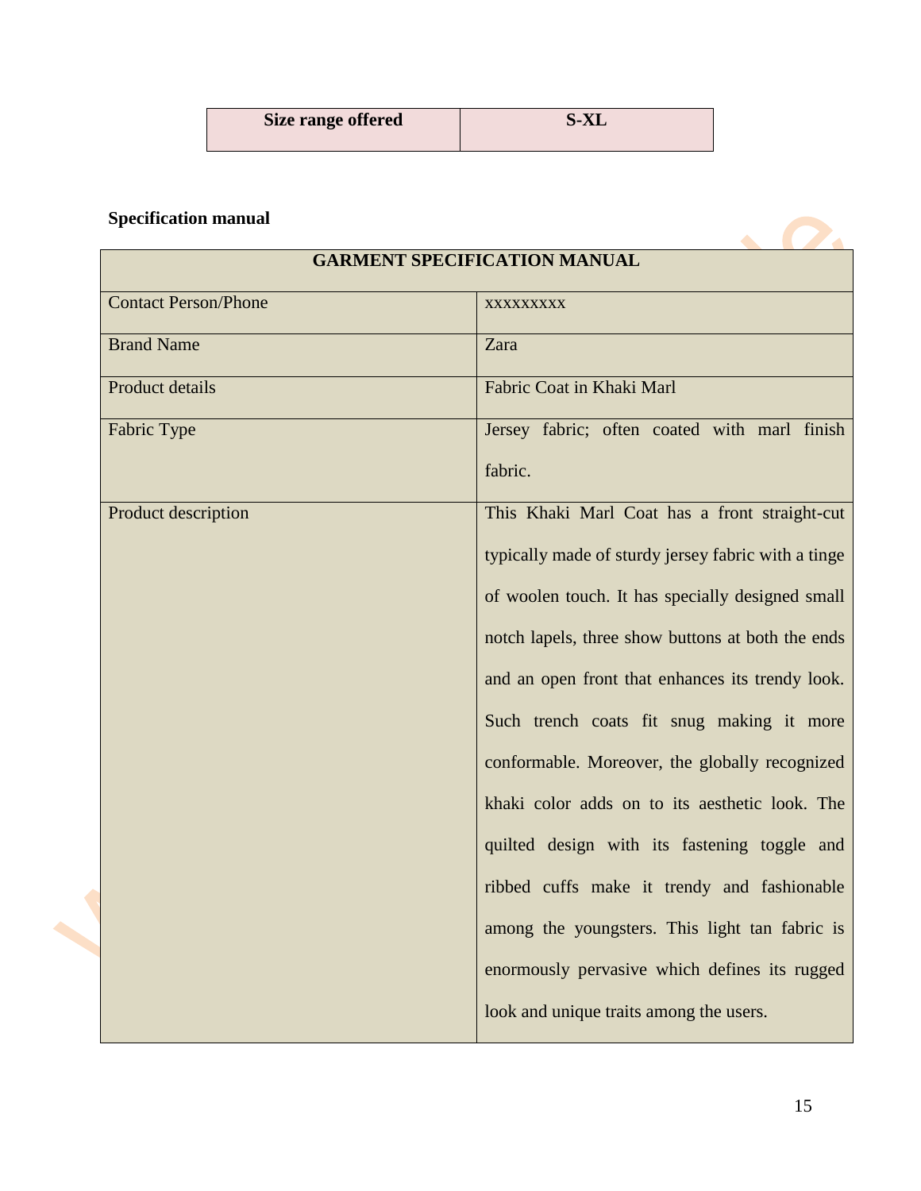| Size range offered | S-XL |
|---|---|

**Specification manual**

| GARMENT SPECIFICATION MANUAL | |
|---|---|
| Contact Person/Phone | xxxxxxxxx |
| Brand Name | Zara |
| Product details | Fabric Coat in Khaki Marl |
| Fabric Type | Jersey fabric; often coated with marl finish fabric. |
| Product description | This Khaki Marl Coat has a front straight-cut typically made of sturdy jersey fabric with a tinge of woolen touch. It has specially designed small notch lapels, three show buttons at both the ends and an open front that enhances its trendy look. Such trench coats fit snug making it more conformable. Moreover, the globally recognized khaki color adds on to its aesthetic look. The quilted design with its fastening toggle and ribbed cuffs make it trendy and fashionable among the youngsters. This light tan fabric is enormously pervasive which defines its rugged look and unique traits among the users. |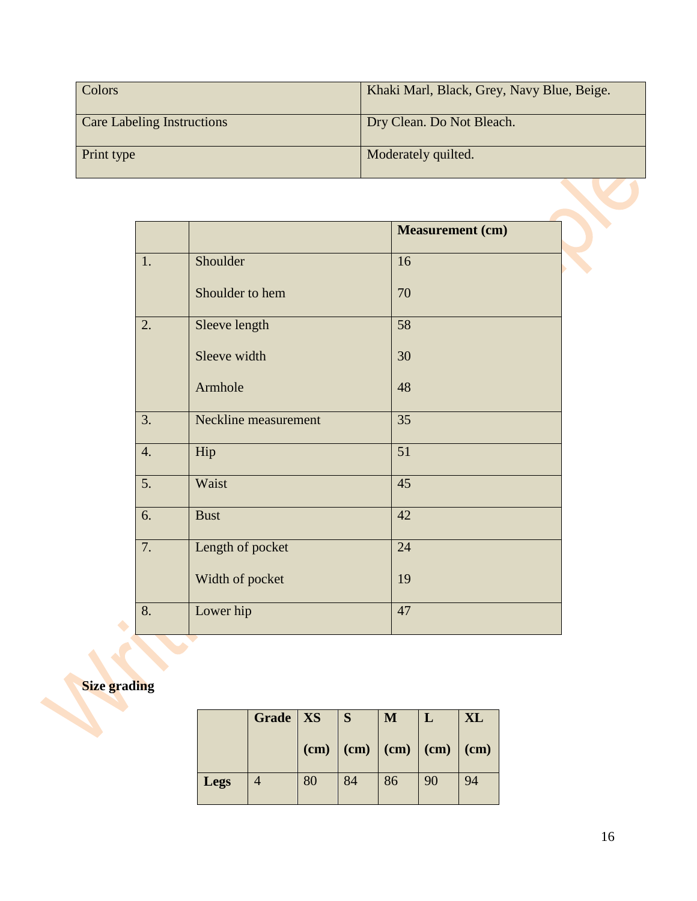| Colors | Khaki Marl, Black, Grey, Navy Blue, Beige. |
|---|---|
| Care Labeling Instructions | Dry Clean. Do Not Bleach. |
| Print type | Moderately quilted. |

| | | **Measurement (cm)** |
|---|---|---|
| 1. | Shoulder<br><br>Shoulder to hem | 16<br><br>70 |
| 2. | Sleeve length<br><br>Sleeve width<br><br>Armhole | 58<br><br>30<br><br>48 |
| 3. | Neckline measurement | 35 |
| 4. | Hip | 51 |
| 5. | Waist | 45 |
| 6. | Bust | 42 |
| 7. | Length of pocket<br><br>Width of pocket | 24<br><br>19 |
| 8. | Lower hip | 47 |

**Size grading**

| | **Grade** | **XS (cm)** | **S (cm)** | **M (cm)** | **L (cm)** | **XL (cm)** |
|---|---|---|---|---|---|---|
| **Legs** | 4 | 80 | 84 | 86 | 90 | 94 |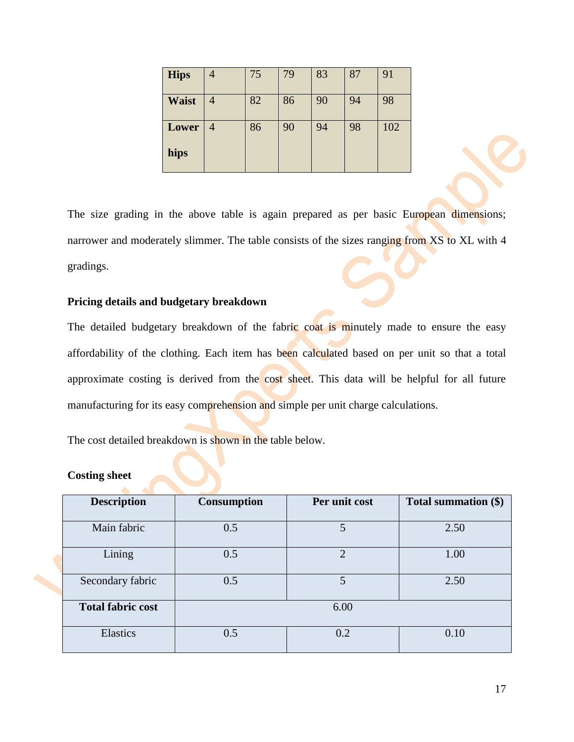| Hips | 4 | 75 | 79 | 83 | 87 | 91 |
|---|---|---|---|---|---|---|
| Waist | 4 | 82 | 86 | 90 | 94 | 98 |
| Lower hips | 4 | 86 | 90 | 94 | 98 | 102 |

The size grading in the above table is again prepared as per basic European dimensions; narrower and moderately slimmer. The table consists of the sizes ranging from XS to XL with 4 gradings.

**Pricing details and budgetary breakdown**

The detailed budgetary breakdown of the fabric coat is minutely made to ensure the easy affordability of the clothing. Each item has been calculated based on per unit so that a total approximate costing is derived from the cost sheet. This data will be helpful for all future manufacturing for its easy comprehension and simple per unit charge calculations.

The cost detailed breakdown is shown in the table below.

**Costing sheet**

| Description | Consumption | Per unit cost | Total summation ($) |
|---|---|---|---|
| Main fabric | 0.5 | 5 | 2.50 |
| Lining | 0.5 | 2 | 1.00 |
| Secondary fabric | 0.5 | 5 | 2.50 |
| **Total fabric cost** | 6.00 | | |
| Elastics | 0.5 | 0.2 | 0.10 |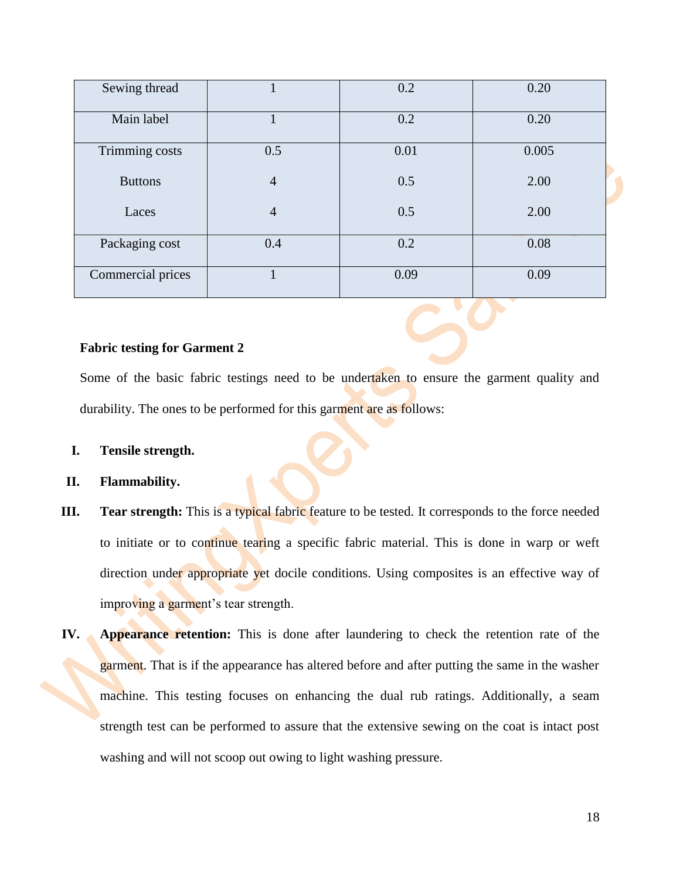| Sewing thread | 1 | 0.2 | 0.20 |
|---|---|---|---|
| Main label | 1 | 0.2 | 0.20 |
| Trimming costs | 0.5 | 0.01 | 0.005 |
| Buttons | 4 | 0.5 | 2.00 |
| Laces | 4 | 0.5 | 2.00 |
| Packaging cost | 0.4 | 0.2 | 0.08 |
| Commercial prices | 1 | 0.09 | 0.09 |

**Fabric testing for Garment 2**

Some of the basic fabric testings need to be undertaken to ensure the garment quality and durability. The ones to be performed for this garment are as follows:

I. **Tensile strength.**

II. **Flammability.**

III. **Tear strength:** This is a typical fabric feature to be tested. It corresponds to the force needed to initiate or to continue tearing a specific fabric material. This is done in warp or weft direction under appropriate yet docile conditions. Using composites is an effective way of improving a garment's tear strength.

IV. **Appearance retention:** This is done after laundering to check the retention rate of the garment. That is if the appearance has altered before and after putting the same in the washer machine. This testing focuses on enhancing the dual rub ratings. Additionally, a seam strength test can be performed to assure that the extensive sewing on the coat is intact post washing and will not scoop out owing to light washing pressure.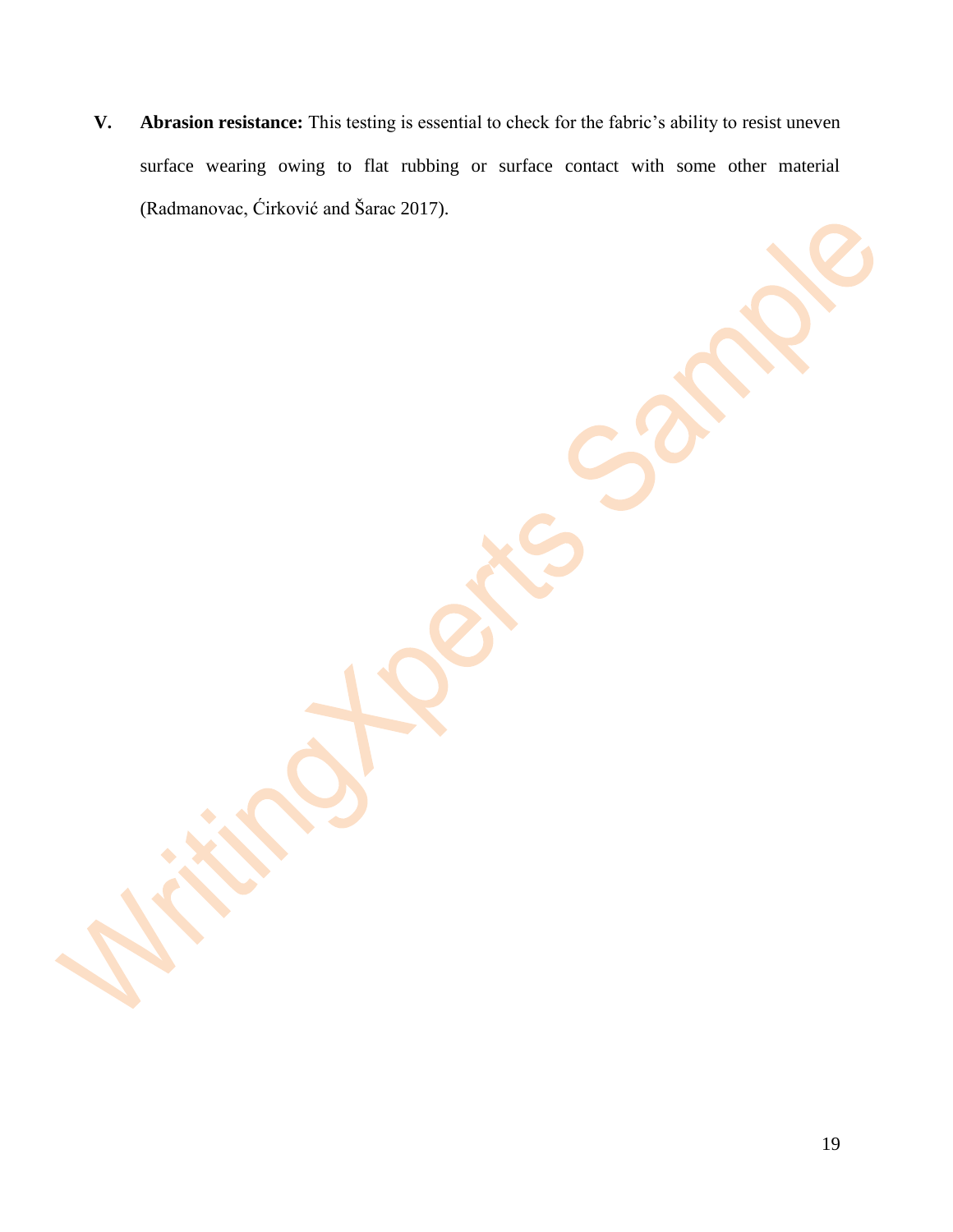V. **Abrasion resistance:** This testing is essential to check for the fabric's ability to resist uneven surface wearing owing to flat rubbing or surface contact with some other material (Radmanovac, Ćirković and Šarac 2017).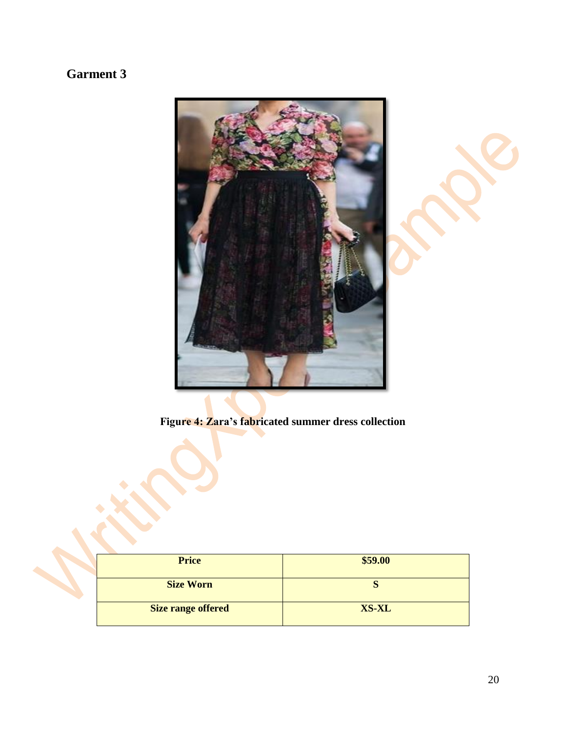## Garment 3

Figure 4: Zara's fabricated summer dress collection

| Price | $59.00 |
| --- | --- |
| Size Worn | S |
| Size range offered | XS-XL |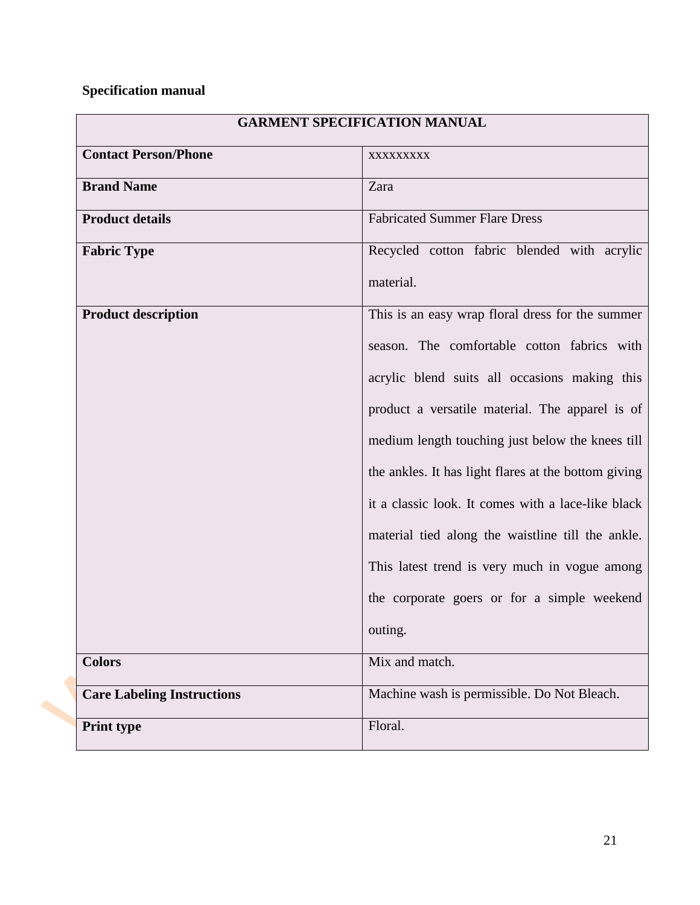**Specification manual**

| GARMENT SPECIFICATION MANUAL | |
|---|---|
| **Contact Person/Phone** | xxxxxxxxx |
| **Brand Name** | Zara |
| **Product details** | Fabricated Summer Flare Dress |
| **Fabric Type** | Recycled cotton fabric blended with acrylic material. |
| **Product description** | This is an easy wrap floral dress for the summer season. The comfortable cotton fabrics with acrylic blend suits all occasions making this product a versatile material. The apparel is of medium length touching just below the knees till the ankles. It has light flares at the bottom giving it a classic look. It comes with a lace-like black material tied along the waistline till the ankle. This latest trend is very much in vogue among the corporate goers or for a simple weekend outing. |
| **Colors** | Mix and match. |
| **Care Labeling Instructions** | Machine wash is permissible. Do Not Bleach. |
| **Print type** | Floral. |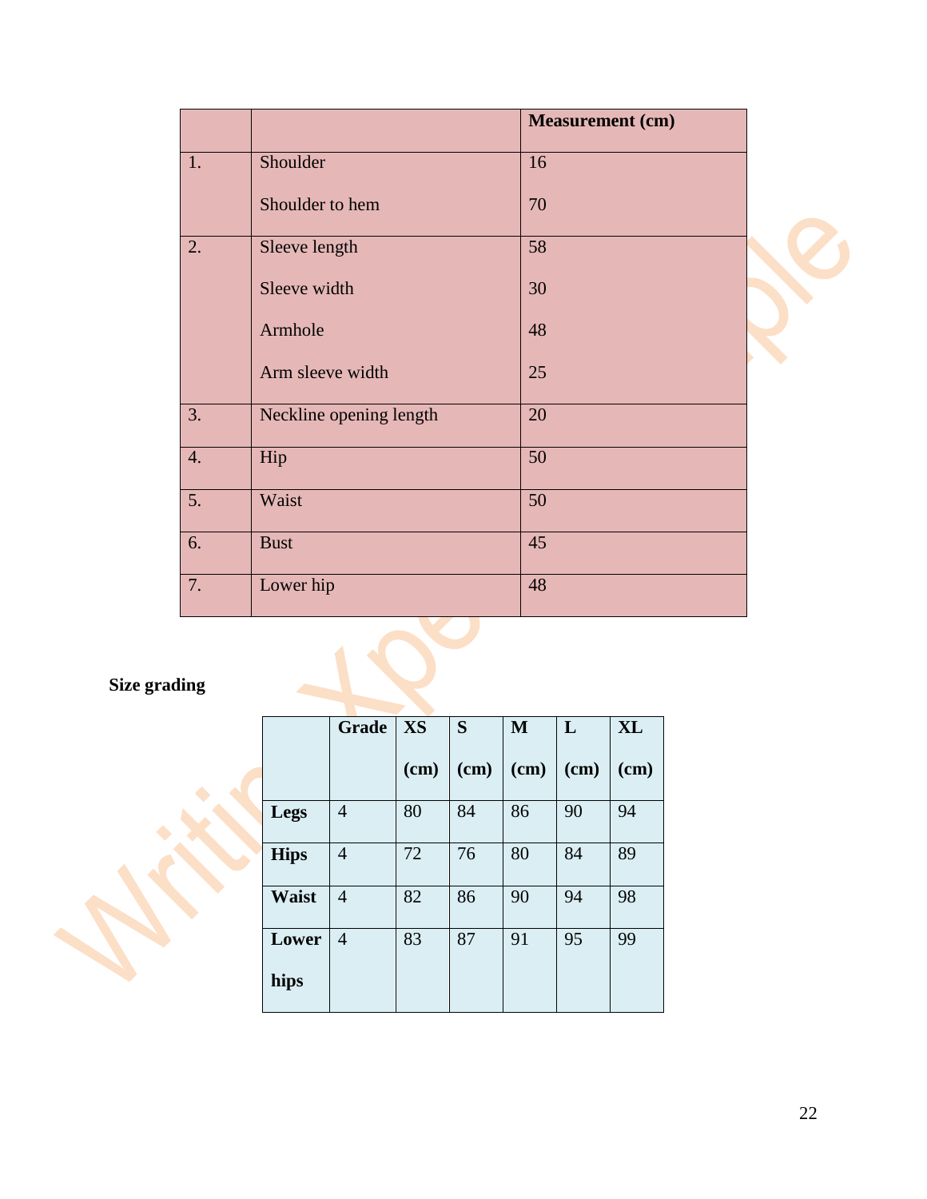| | | Measurement (cm) |
|---|---|---|
| 1. | Shoulder<br><br>Shoulder to hem | 16<br><br>70 |
| 2. | Sleeve length<br><br>Sleeve width<br><br>Armhole<br><br>Arm sleeve width | 58<br><br>30<br><br>48<br><br>25 |
| 3. | Neckline opening length | 20 |
| 4. | Hip | 50 |
| 5. | Waist | 50 |
| 6. | Bust | 45 |
| 7. | Lower hip | 48 |

**Size grading**

| | Grade | XS (cm) | S (cm) | M (cm) | L (cm) | XL (cm) |
|---|---|---|---|---|---|---|
| **Legs** | 4 | 80 | 84 | 86 | 90 | 94 |
| **Hips** | 4 | 72 | 76 | 80 | 84 | 89 |
| **Waist** | 4 | 82 | 86 | 90 | 94 | 98 |
| **Lower hips** | 4 | 83 | 87 | 91 | 95 | 99 |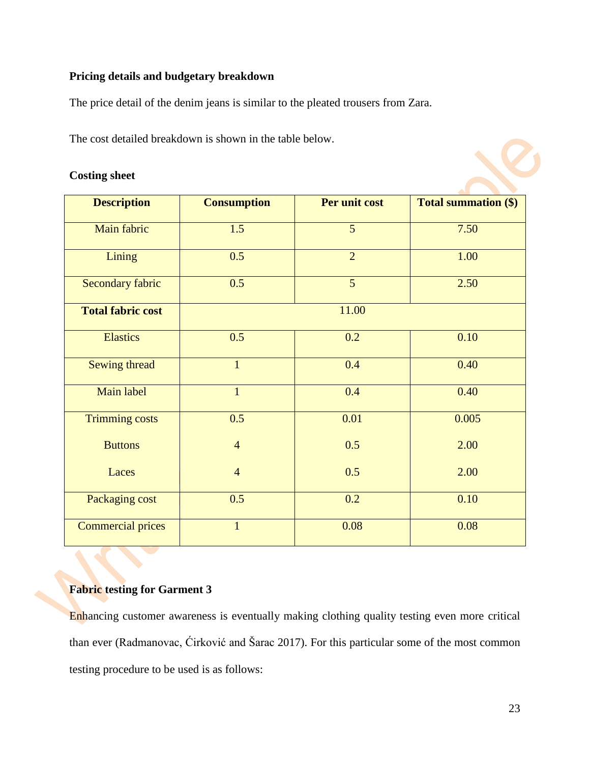**Pricing details and budgetary breakdown**

The price detail of the denim jeans is similar to the pleated trousers from Zara.

The cost detailed breakdown is shown in the table below.

**Costing sheet**

| Description | Consumption | Per unit cost | Total summation ($) |
|---|---|---|---|
| Main fabric | 1.5 | 5 | 7.50 |
| Lining | 0.5 | 2 | 1.00 |
| Secondary fabric | 0.5 | 5 | 2.50 |
| **Total fabric cost** | 11.00 | | |
| Elastics | 0.5 | 0.2 | 0.10 |
| Sewing thread | 1 | 0.4 | 0.40 |
| Main label | 1 | 0.4 | 0.40 |
| Trimming costs | 0.5 | 0.01 | 0.005 |
| Buttons | 4 | 0.5 | 2.00 |
| Laces | 4 | 0.5 | 2.00 |
| Packaging cost | 0.5 | 0.2 | 0.10 |
| Commercial prices | 1 | 0.08 | 0.08 |

**Fabric testing for Garment 3**

Enhancing customer awareness is eventually making clothing quality testing even more critical than ever (Radmanovac, Ćirković and Šarac 2017). For this particular some of the most common testing procedure to be used is as follows: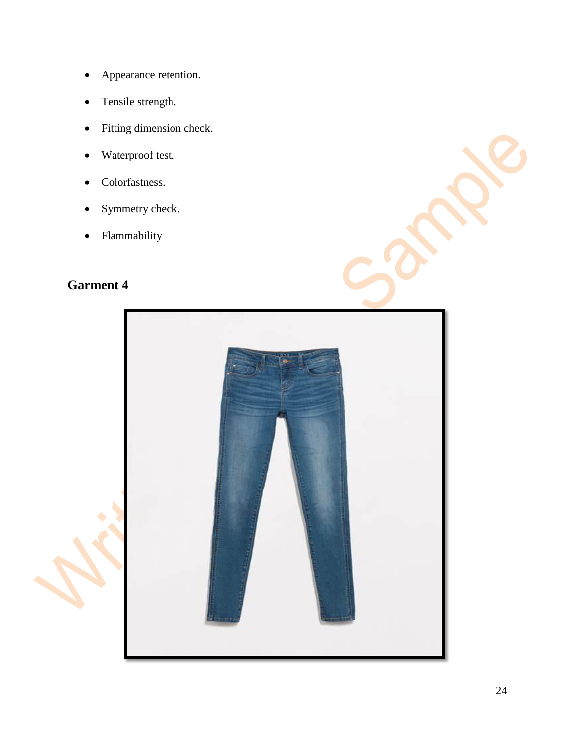- Appearance retention.
- Tensile strength.
- Fitting dimension check.
- Waterproof test.
- Colorfastness.
- Symmetry check.
- Flammability

### Garment 4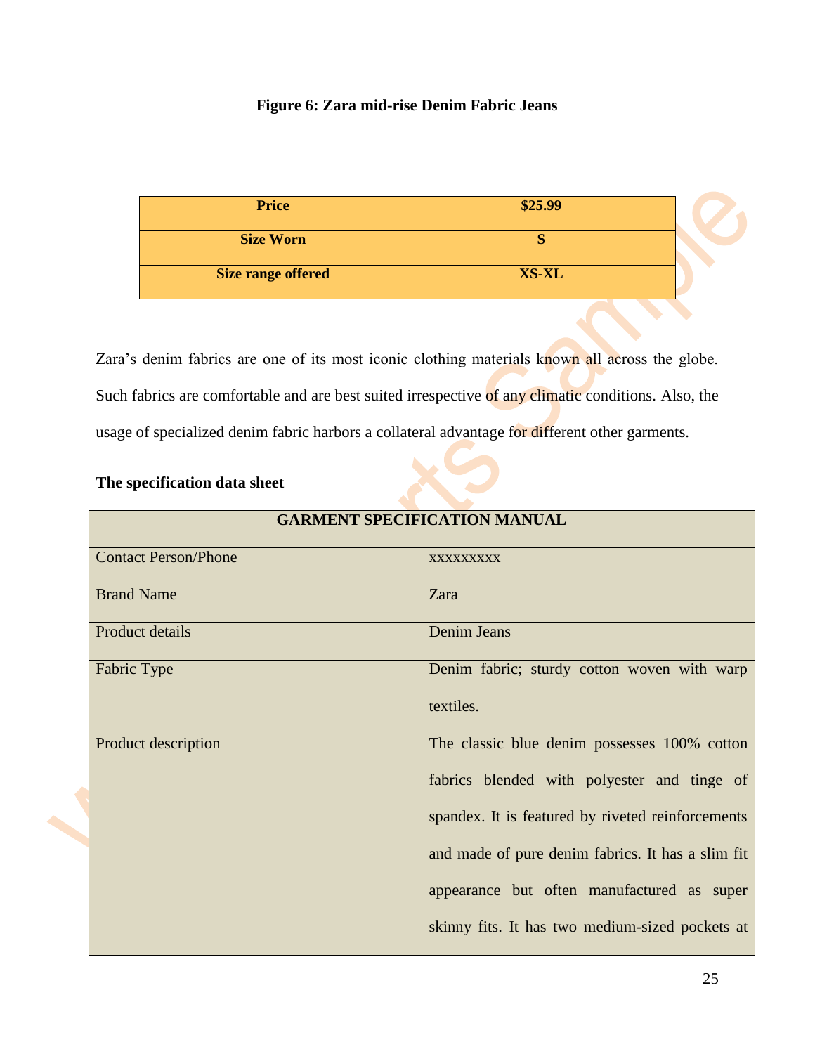**Figure 6: Zara mid-rise Denim Fabric Jeans**

| Price | $25.99 |
| --- | --- |
| Size Worn | S |
| Size range offered | XS-XL |

Zara's denim fabrics are one of its most iconic clothing materials known all across the globe. Such fabrics are comfortable and are best suited irrespective of any climatic conditions. Also, the usage of specialized denim fabric harbors a collateral advantage for different other garments.

**The specification data sheet**

| GARMENT SPECIFICATION MANUAL | |
| --- | --- |
| Contact Person/Phone | xxxxxxxxx |
| Brand Name | Zara |
| Product details | Denim Jeans |
| Fabric Type | Denim fabric; sturdy cotton woven with warp textiles. |
| Product description | The classic blue denim possesses 100% cotton fabrics blended with polyester and tinge of spandex. It is featured by riveted reinforcements and made of pure denim fabrics. It has a slim fit appearance but often manufactured as super skinny fits. It has two medium-sized pockets at |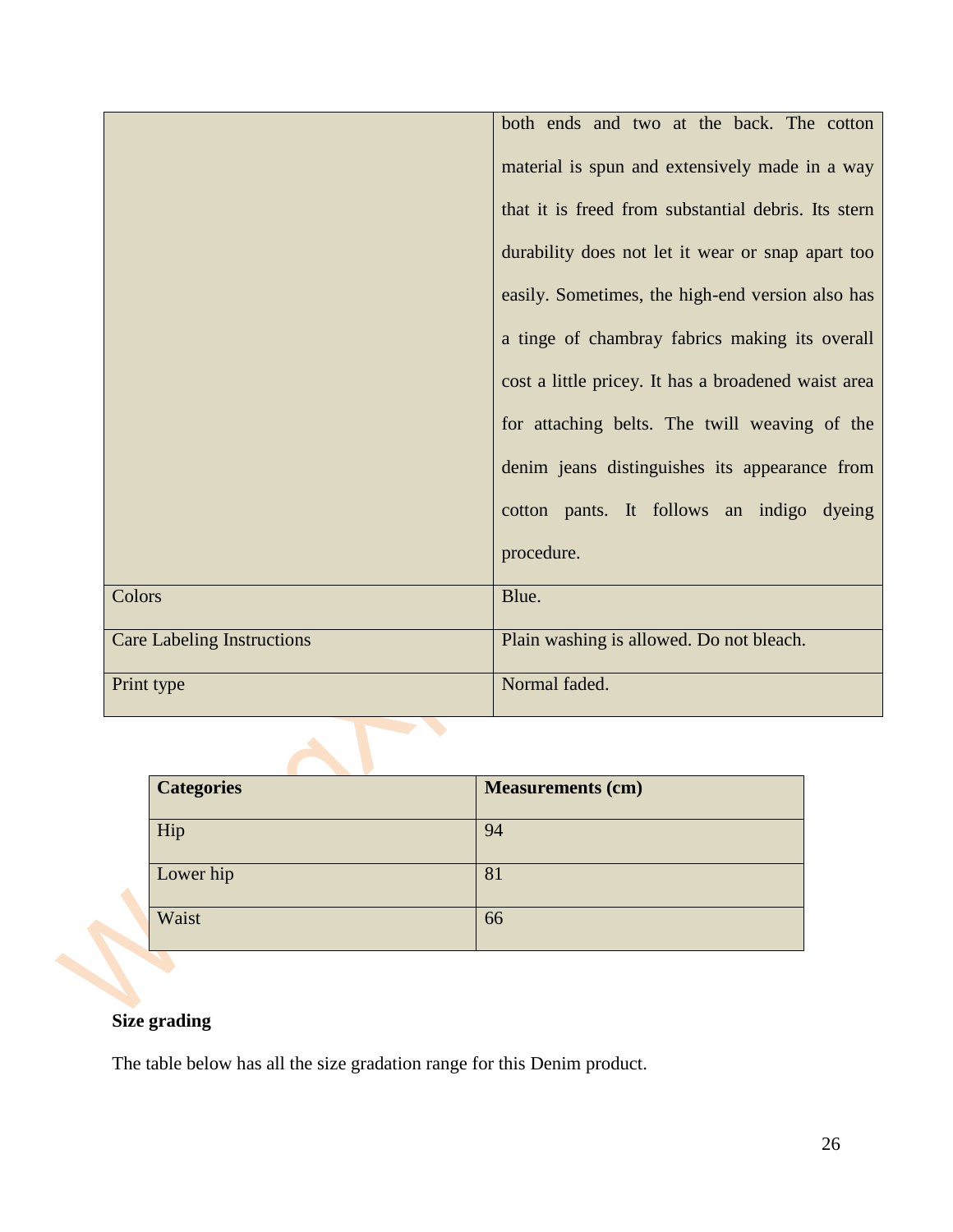|  |  |
|---|---|
|  | both ends and two at the back. The cotton material is spun and extensively made in a way that it is freed from substantial debris. Its stern durability does not let it wear or snap apart too easily. Sometimes, the high-end version also has a tinge of chambray fabrics making its overall cost a little pricey. It has a broadened waist area for attaching belts. The twill weaving of the denim jeans distinguishes its appearance from cotton pants. It follows an indigo dyeing procedure. |
| Colors | Blue. |
| Care Labeling Instructions | Plain washing is allowed. Do not bleach. |
| Print type | Normal faded. |

| **Categories** | **Measurements (cm)** |
|---|---|
| Hip | 94 |
| Lower hip | 81 |
| Waist | 66 |

**Size grading**

The table below has all the size gradation range for this Denim product.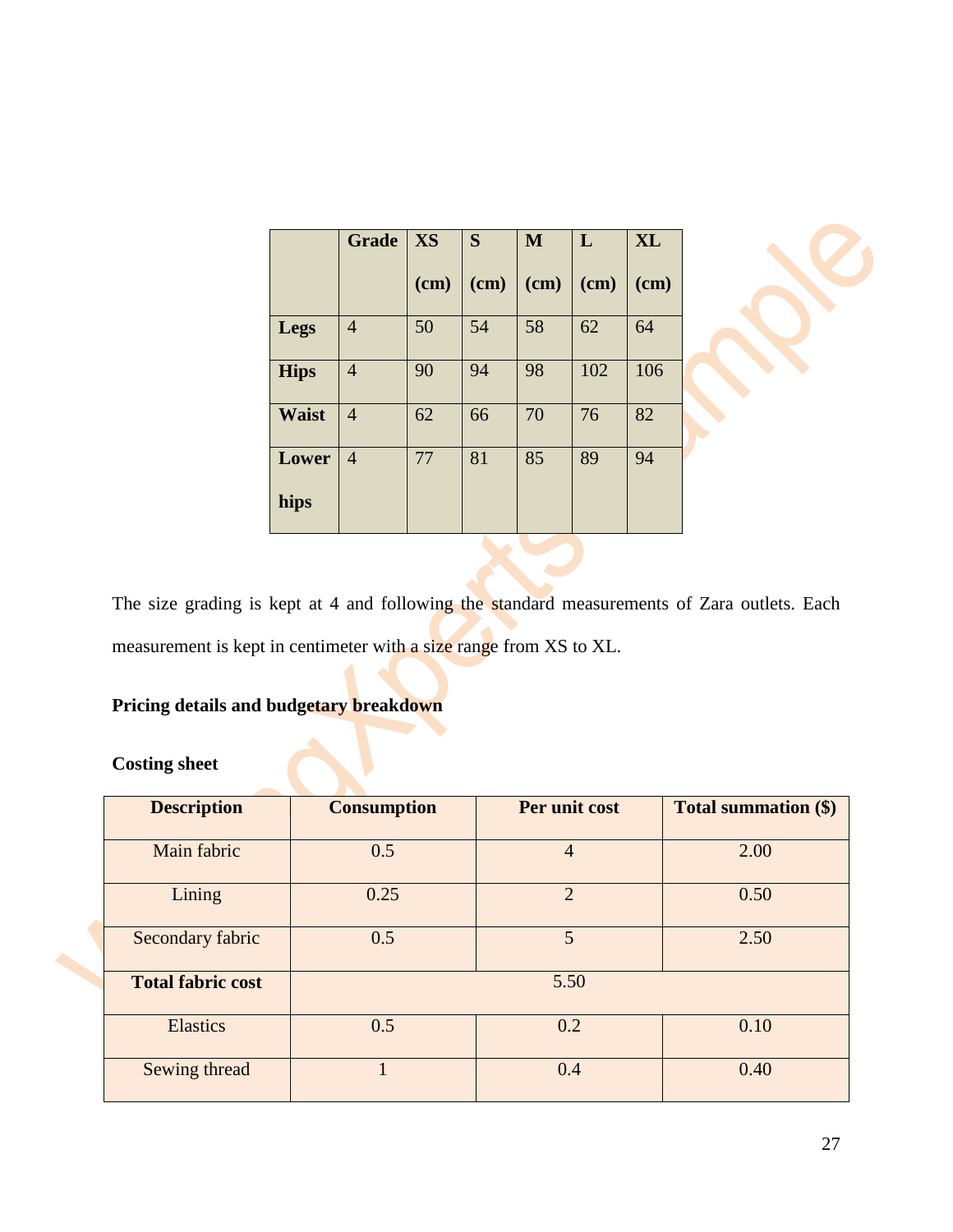| | Grade | XS (cm) | S (cm) | M (cm) | L (cm) | XL (cm) |
|---|---|---|---|---|---|---|
| **Legs** | 4 | 50 | 54 | 58 | 62 | 64 |
| **Hips** | 4 | 90 | 94 | 98 | 102 | 106 |
| **Waist** | 4 | 62 | 66 | 70 | 76 | 82 |
| **Lower hips** | 4 | 77 | 81 | 85 | 89 | 94 |

The size grading is kept at 4 and following the standard measurements of Zara outlets. Each measurement is kept in centimeter with a size range from XS to XL.

**Pricing details and budgetary breakdown**

**Costing sheet**

| Description | Consumption | Per unit cost | Total summation ($) |
|---|---|---|---|
| Main fabric | 0.5 | 4 | 2.00 |
| Lining | 0.25 | 2 | 0.50 |
| Secondary fabric | 0.5 | 5 | 2.50 |
| **Total fabric cost** | | 5.50 | |
| Elastics | 0.5 | 0.2 | 0.10 |
| Sewing thread | 1 | 0.4 | 0.40 |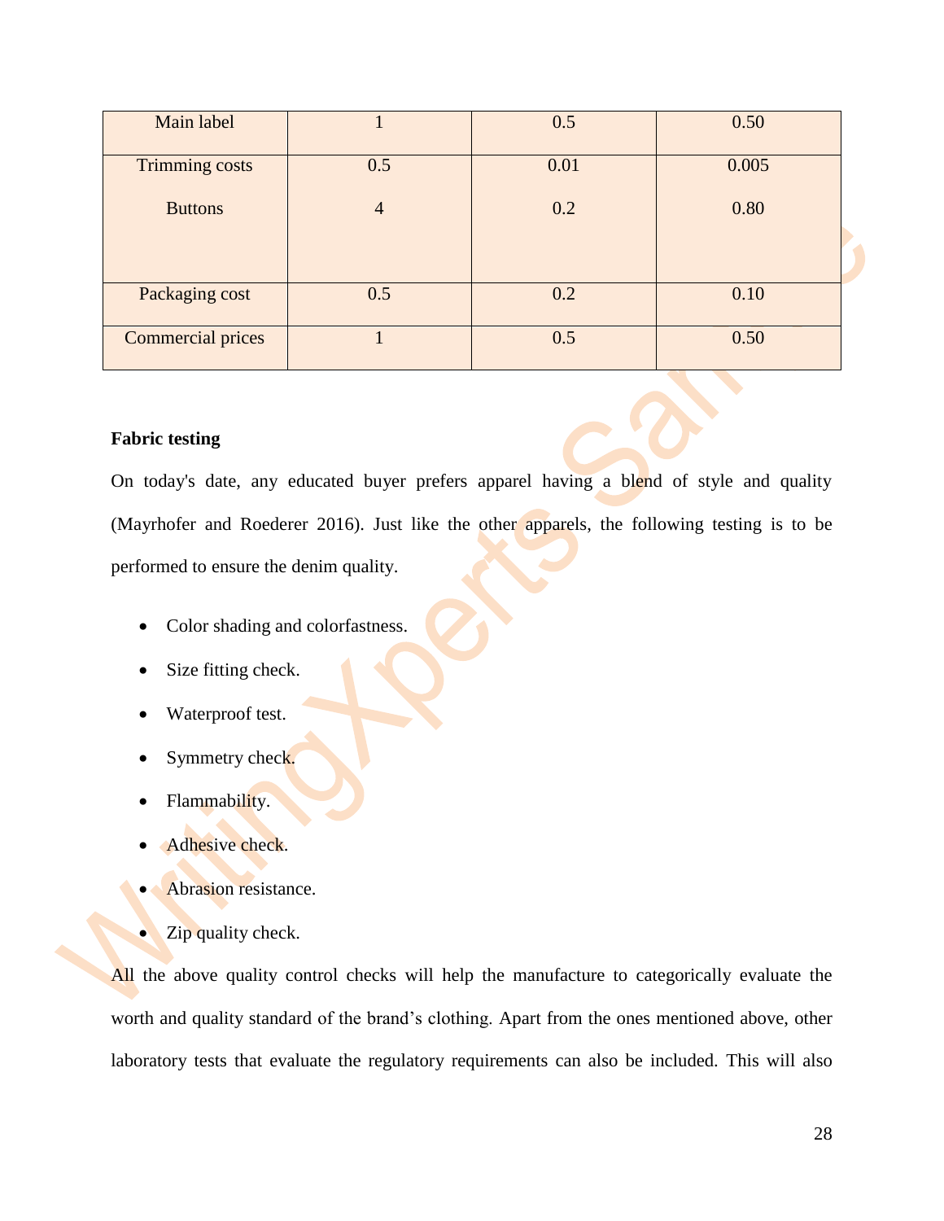| Main label | 1 | 0.5 | 0.50 |
|---|---|---|---|
| Trimming costs<br><br>Buttons | 0.5<br><br>4 | 0.01<br><br>0.2 | 0.005<br><br>0.80 |
| Packaging cost | 0.5 | 0.2 | 0.10 |
| Commercial prices | 1 | 0.5 | 0.50 |

**Fabric testing**

On today's date, any educated buyer prefers apparel having a blend of style and quality (Mayrhofer and Roederer 2016). Just like the other apparels, the following testing is to be performed to ensure the denim quality.

- Color shading and colorfastness.
- Size fitting check.
- Waterproof test.
- Symmetry check.
- Flammability.
- Adhesive check.
- Abrasion resistance.
- Zip quality check.

All the above quality control checks will help the manufacture to categorically evaluate the worth and quality standard of the brand's clothing. Apart from the ones mentioned above, other laboratory tests that evaluate the regulatory requirements can also be included. This will also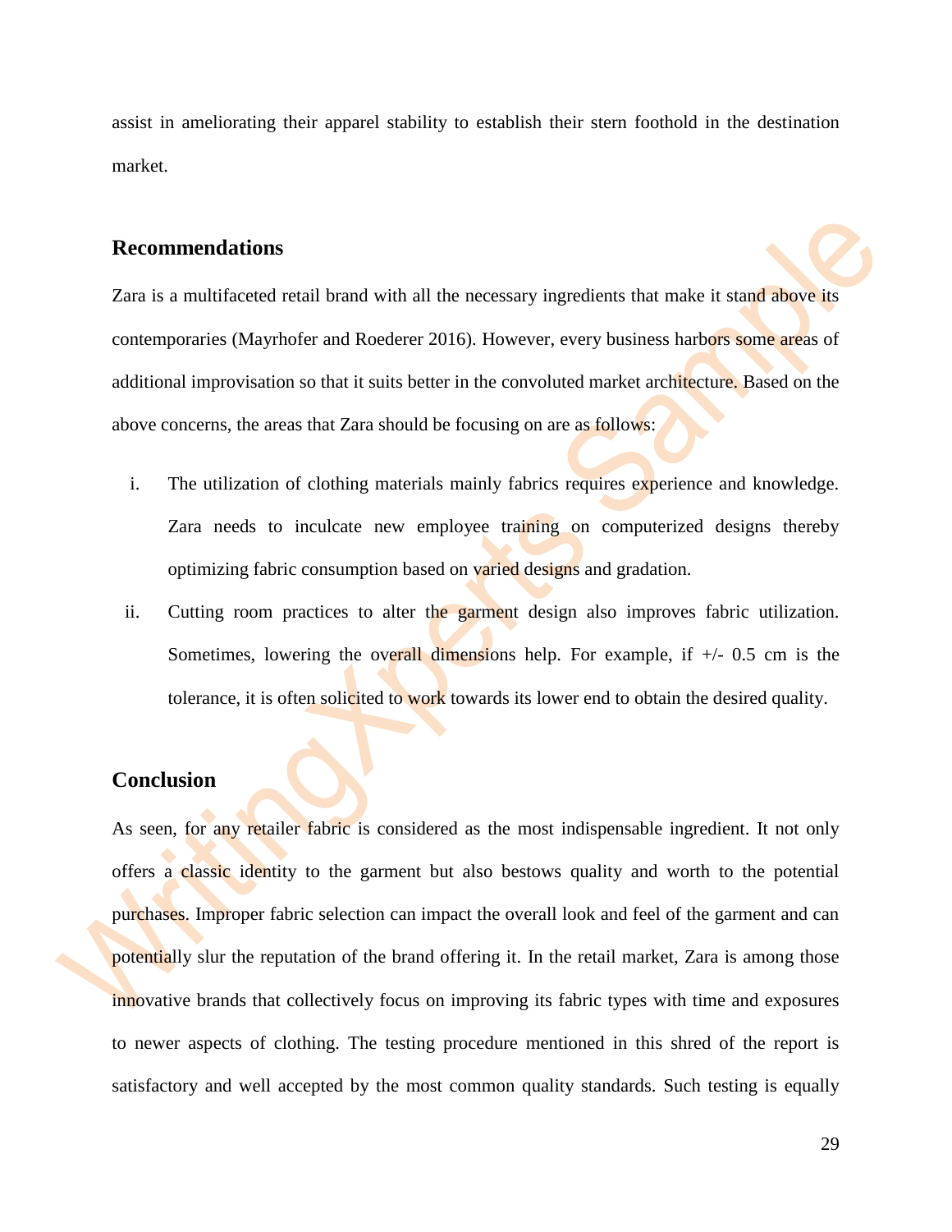assist in ameliorating their apparel stability to establish their stern foothold in the destination market.

## Recommendations

Zara is a multifaceted retail brand with all the necessary ingredients that make it stand above its contemporaries (Mayrhofer and Roederer 2016). However, every business harbors some areas of additional improvisation so that it suits better in the convoluted market architecture. Based on the above concerns, the areas that Zara should be focusing on are as follows:

i. The utilization of clothing materials mainly fabrics requires experience and knowledge. Zara needs to inculcate new employee training on computerized designs thereby optimizing fabric consumption based on varied designs and gradation.

ii. Cutting room practices to alter the garment design also improves fabric utilization. Sometimes, lowering the overall dimensions help. For example, if +/- 0.5 cm is the tolerance, it is often solicited to work towards its lower end to obtain the desired quality.

## Conclusion

As seen, for any retailer fabric is considered as the most indispensable ingredient. It not only offers a classic identity to the garment but also bestows quality and worth to the potential purchases. Improper fabric selection can impact the overall look and feel of the garment and can potentially slur the reputation of the brand offering it. In the retail market, Zara is among those innovative brands that collectively focus on improving its fabric types with time and exposures to newer aspects of clothing. The testing procedure mentioned in this shred of the report is satisfactory and well accepted by the most common quality standards. Such testing is equally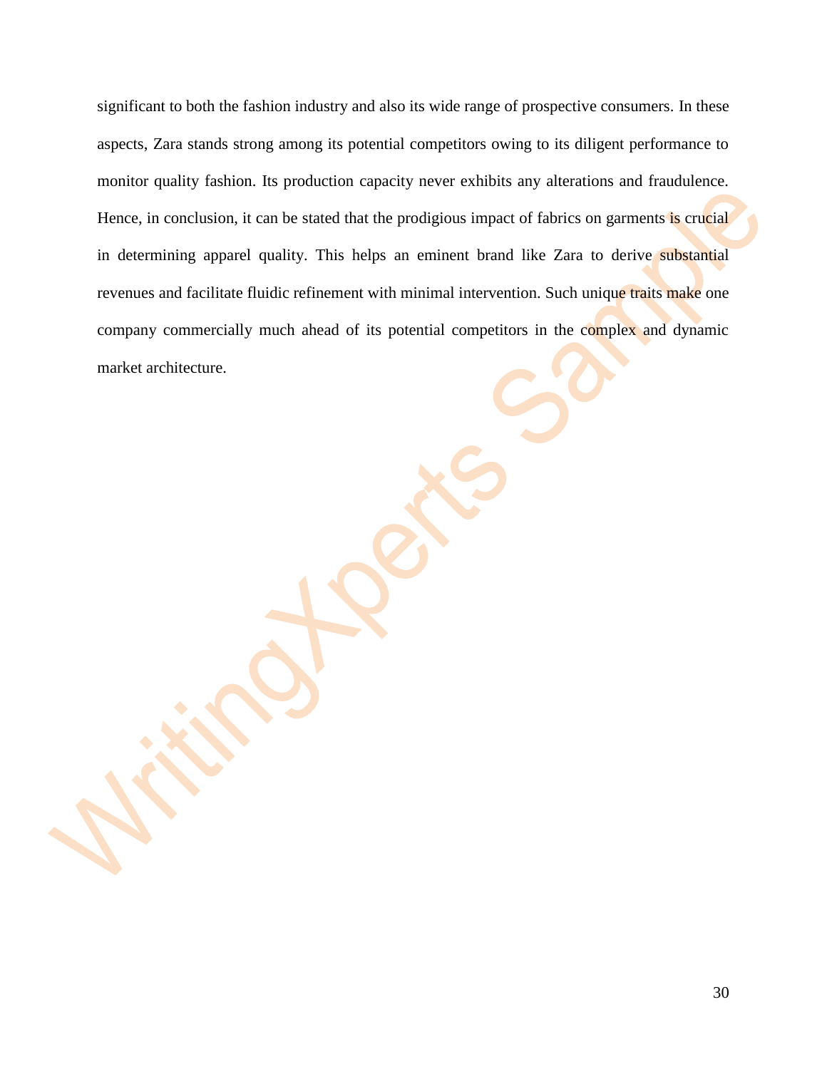significant to both the fashion industry and also its wide range of prospective consumers. In these aspects, Zara stands strong among its potential competitors owing to its diligent performance to monitor quality fashion. Its production capacity never exhibits any alterations and fraudulence. Hence, in conclusion, it can be stated that the prodigious impact of fabrics on garments is crucial in determining apparel quality. This helps an eminent brand like Zara to derive substantial revenues and facilitate fluidic refinement with minimal intervention. Such unique traits make one company commercially much ahead of its potential competitors in the complex and dynamic market architecture.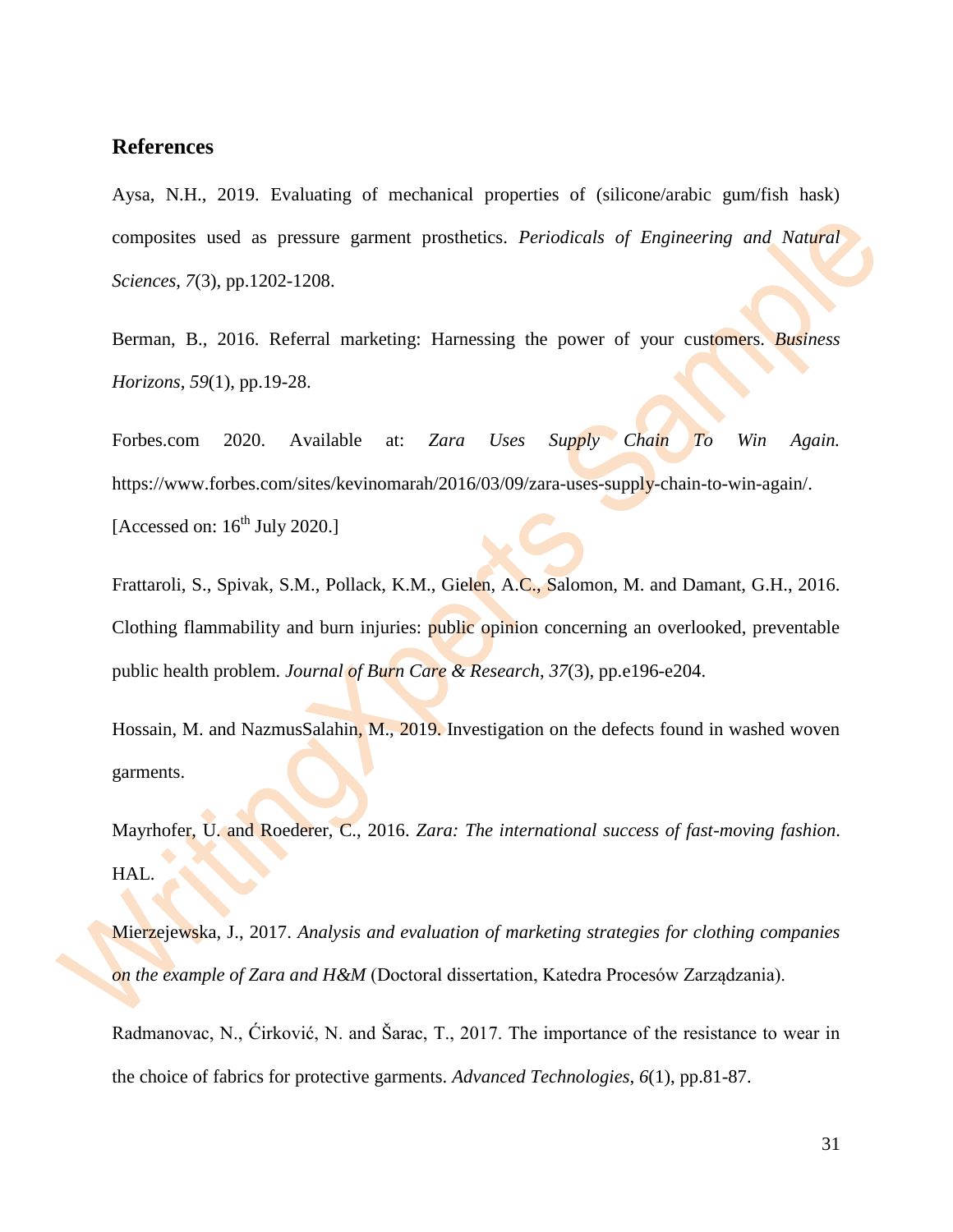## References

Aysa, N.H., 2019. Evaluating of mechanical properties of (silicone/arabic gum/fish hask) composites used as pressure garment prosthetics. *Periodicals of Engineering and Natural Sciences*, *7*(3), pp.1202-1208.

Berman, B., 2016. Referral marketing: Harnessing the power of your customers. *Business Horizons*, *59*(1), pp.19-28.

Forbes.com 2020. Available at: *Zara Uses Supply Chain To Win Again.* https://www.forbes.com/sites/kevinomarah/2016/03/09/zara-uses-supply-chain-to-win-again/. [Accessed on: 16th July 2020.]

Frattaroli, S., Spivak, S.M., Pollack, K.M., Gielen, A.C., Salomon, M. and Damant, G.H., 2016. Clothing flammability and burn injuries: public opinion concerning an overlooked, preventable public health problem. *Journal of Burn Care & Research*, *37*(3), pp.e196-e204.

Hossain, M. and NazmusSalahin, M., 2019. Investigation on the defects found in washed woven garments.

Mayrhofer, U. and Roederer, C., 2016. *Zara: The international success of fast-moving fashion*. HAL.

Mierzejewska, J., 2017. *Analysis and evaluation of marketing strategies for clothing companies on the example of Zara and H&M* (Doctoral dissertation, Katedra Procesów Zarządzania).

Radmanovac, N., Ćirković, N. and Šarac, T., 2017. The importance of the resistance to wear in the choice of fabrics for protective garments. *Advanced Technologies*, *6*(1), pp.81-87.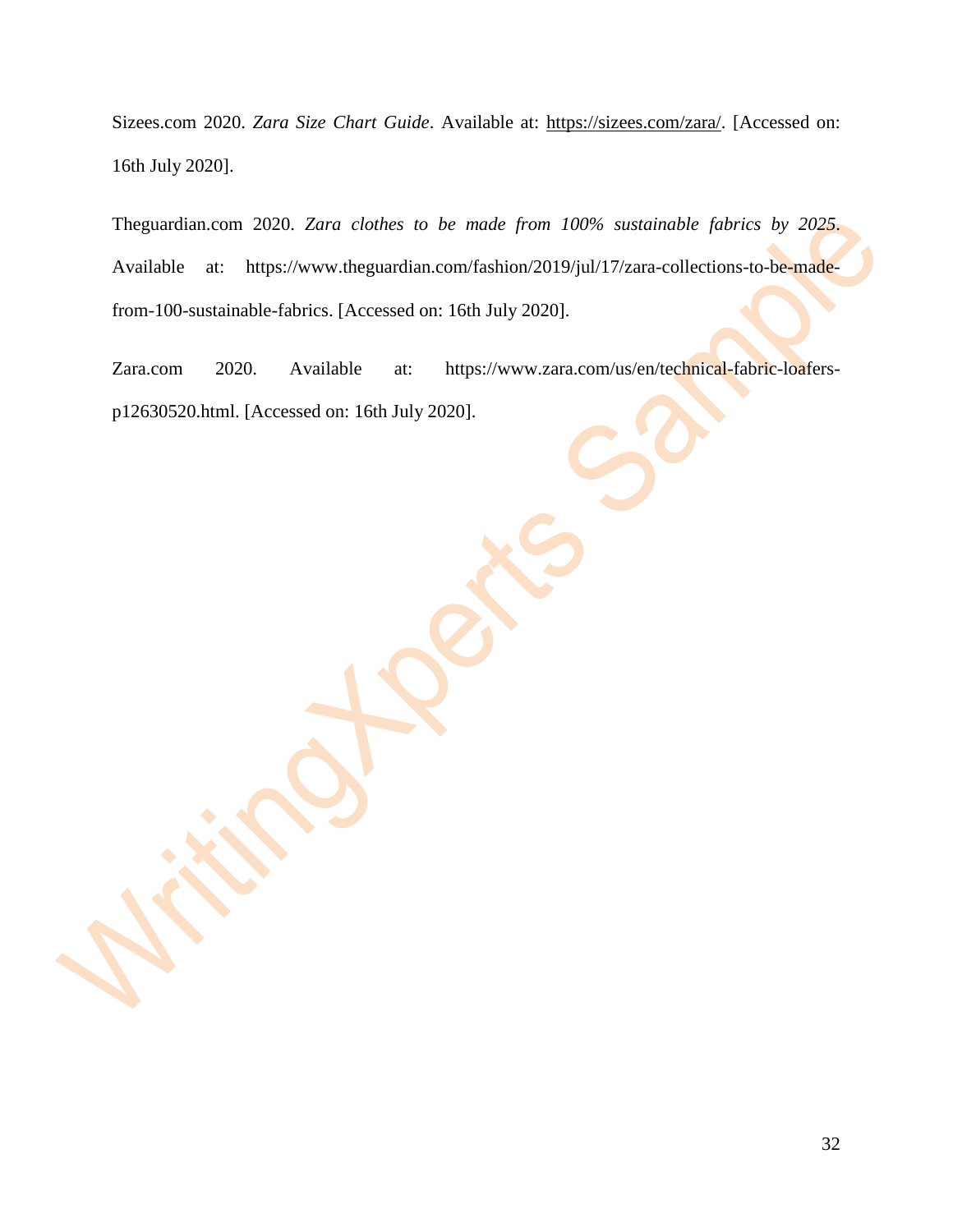Sizees.com 2020. *Zara Size Chart Guide*. Available at: https://sizees.com/zara/. [Accessed on: 16th July 2020].

Theguardian.com 2020. *Zara clothes to be made from 100% sustainable fabrics by 2025*. Available at: https://www.theguardian.com/fashion/2019/jul/17/zara-collections-to-be-made-from-100-sustainable-fabrics. [Accessed on: 16th July 2020].

Zara.com 2020. Available at: https://www.zara.com/us/en/technical-fabric-loafers-p12630520.html. [Accessed on: 16th July 2020].